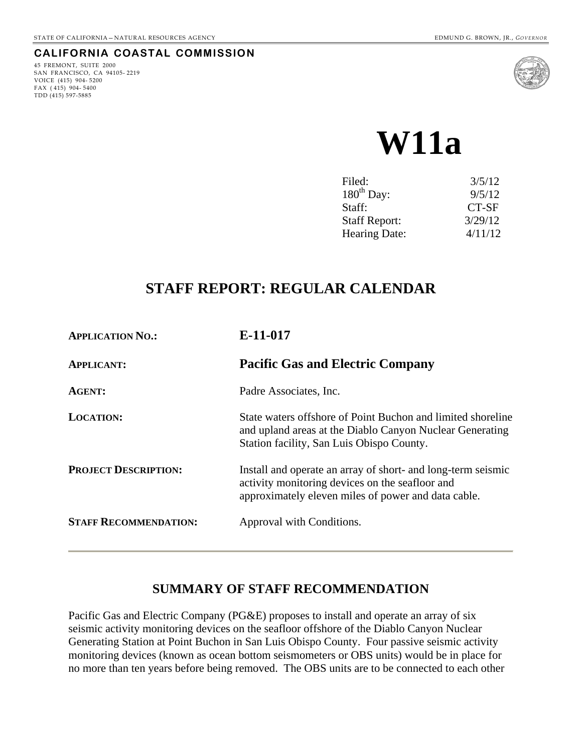STATE OF CALIFORNIA – NATURAL RESOURCES AGENCY EDMUND G. BROWN, JR., *GOVERNOR*

**CALIFORNIA COASTAL COMMISSION**

45 FREMONT, SUITE 2000
SAN FRANCISCO, CA 94105- 2219
VOICE (415) 904- 5200
FAX ( 415) 904- 5400
TDD (415) 597-5885

# W11a

| | |
|---|---|
| Filed: | 3/5/12 |
| 180th Day: | 9/5/12 |
| Staff: | CT-SF |
| Staff Report: | 3/29/12 |
| Hearing Date: | 4/11/12 |

## STAFF REPORT: REGULAR CALENDAR

| | |
|---|---|
| **APPLICATION NO.:** | **E-11-017** |
| **APPLICANT:** | **Pacific Gas and Electric Company** |
| **AGENT:** | Padre Associates, Inc. |
| **LOCATION:** | State waters offshore of Point Buchon and limited shoreline and upland areas at the Diablo Canyon Nuclear Generating Station facility, San Luis Obispo County. |
| **PROJECT DESCRIPTION:** | Install and operate an array of short- and long-term seismic activity monitoring devices on the seafloor and approximately eleven miles of power and data cable. |
| **STAFF RECOMMENDATION:** | Approval with Conditions. |

## SUMMARY OF STAFF RECOMMENDATION

Pacific Gas and Electric Company (PG&E) proposes to install and operate an array of six seismic activity monitoring devices on the seafloor offshore of the Diablo Canyon Nuclear Generating Station at Point Buchon in San Luis Obispo County. Four passive seismic activity monitoring devices (known as ocean bottom seismometers or OBS units) would be in place for no more than ten years before being removed. The OBS units are to be connected to each other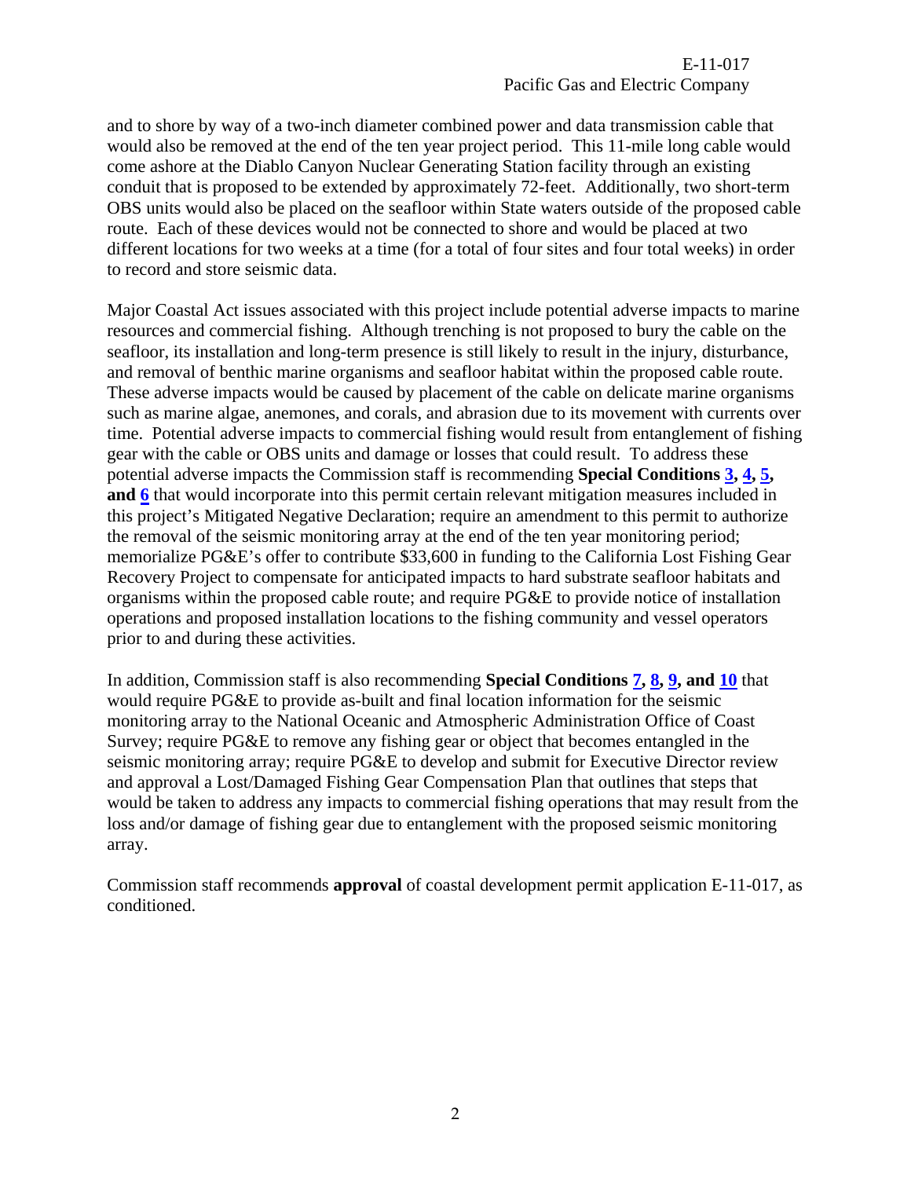and to shore by way of a two-inch diameter combined power and data transmission cable that would also be removed at the end of the ten year project period. This 11-mile long cable would come ashore at the Diablo Canyon Nuclear Generating Station facility through an existing conduit that is proposed to be extended by approximately 72-feet. Additionally, two short-term OBS units would also be placed on the seafloor within State waters outside of the proposed cable route. Each of these devices would not be connected to shore and would be placed at two different locations for two weeks at a time (for a total of four sites and four total weeks) in order to record and store seismic data.

Major Coastal Act issues associated with this project include potential adverse impacts to marine resources and commercial fishing. Although trenching is not proposed to bury the cable on the seafloor, its installation and long-term presence is still likely to result in the injury, disturbance, and removal of benthic marine organisms and seafloor habitat within the proposed cable route. These adverse impacts would be caused by placement of the cable on delicate marine organisms such as marine algae, anemones, and corals, and abrasion due to its movement with currents over time. Potential adverse impacts to commercial fishing would result from entanglement of fishing gear with the cable or OBS units and damage or losses that could result. To address these potential adverse impacts the Commission staff is recommending **Special Conditions 3, 4, 5, and 6** that would incorporate into this permit certain relevant mitigation measures included in this project's Mitigated Negative Declaration; require an amendment to this permit to authorize the removal of the seismic monitoring array at the end of the ten year monitoring period; memorialize PG&E's offer to contribute $33,600 in funding to the California Lost Fishing Gear Recovery Project to compensate for anticipated impacts to hard substrate seafloor habitats and organisms within the proposed cable route; and require PG&E to provide notice of installation operations and proposed installation locations to the fishing community and vessel operators prior to and during these activities.

In addition, Commission staff is also recommending **Special Conditions 7, 8, 9, and 10** that would require PG&E to provide as-built and final location information for the seismic monitoring array to the National Oceanic and Atmospheric Administration Office of Coast Survey; require PG&E to remove any fishing gear or object that becomes entangled in the seismic monitoring array; require PG&E to develop and submit for Executive Director review and approval a Lost/Damaged Fishing Gear Compensation Plan that outlines that steps that would be taken to address any impacts to commercial fishing operations that may result from the loss and/or damage of fishing gear due to entanglement with the proposed seismic monitoring array.

Commission staff recommends **approval** of coastal development permit application E-11-017, as conditioned.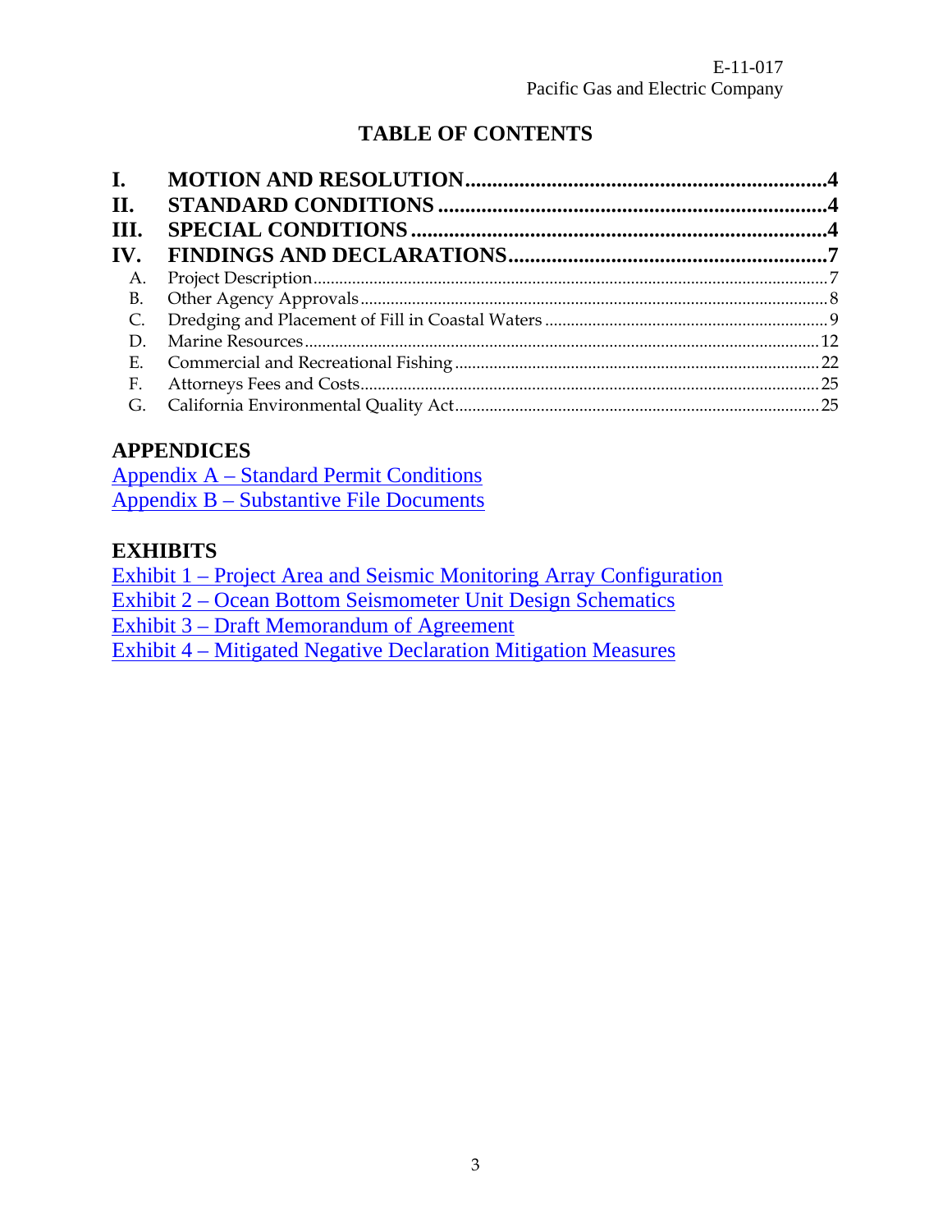## TABLE OF CONTENTS

**I. MOTION AND RESOLUTION....................................................................4**
**II. STANDARD CONDITIONS........................................................................4**
**III. SPECIAL CONDITIONS............................................................................4**
**IV. FINDINGS AND DECLARATIONS..........................................................7**

- A. Project Description.......................................................................................7
- B. Other Agency Approvals...............................................................................8
- C. Dredging and Placement of Fill in Coastal Waters.....................................9
- D. Marine Resources.........................................................................................12
- E. Commercial and Recreational Fishing.........................................................22
- F. Attorneys Fees and Costs.............................................................................25
- G. California Environmental Quality Act........................................................25

## APPENDICES

Appendix A – Standard Permit Conditions
Appendix B – Substantive File Documents

## EXHIBITS

Exhibit 1 – Project Area and Seismic Monitoring Array Configuration
Exhibit 2 – Ocean Bottom Seismometer Unit Design Schematics
Exhibit 3 – Draft Memorandum of Agreement
Exhibit 4 – Mitigated Negative Declaration Mitigation Measures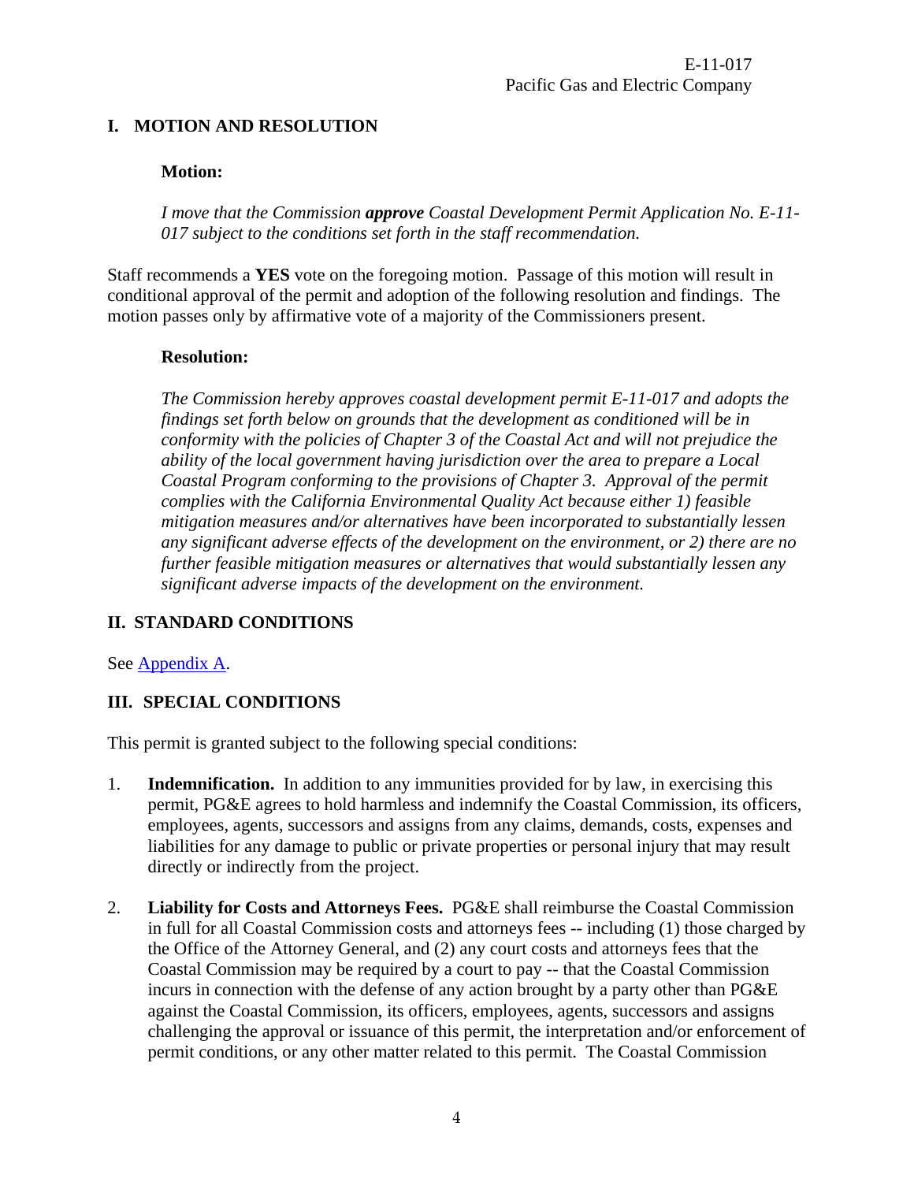## I. MOTION AND RESOLUTION

**Motion:**

*I move that the Commission* ***approve*** *Coastal Development Permit Application No. E-11-017 subject to the conditions set forth in the staff recommendation.*

Staff recommends a **YES** vote on the foregoing motion. Passage of this motion will result in conditional approval of the permit and adoption of the following resolution and findings. The motion passes only by affirmative vote of a majority of the Commissioners present.

**Resolution:**

*The Commission hereby approves coastal development permit E-11-017 and adopts the findings set forth below on grounds that the development as conditioned will be in conformity with the policies of Chapter 3 of the Coastal Act and will not prejudice the ability of the local government having jurisdiction over the area to prepare a Local Coastal Program conforming to the provisions of Chapter 3. Approval of the permit complies with the California Environmental Quality Act because either 1) feasible mitigation measures and/or alternatives have been incorporated to substantially lessen any significant adverse effects of the development on the environment, or 2) there are no further feasible mitigation measures or alternatives that would substantially lessen any significant adverse impacts of the development on the environment.*

## II. STANDARD CONDITIONS

See Appendix A.

## III. SPECIAL CONDITIONS

This permit is granted subject to the following special conditions:

1. **Indemnification.** In addition to any immunities provided for by law, in exercising this permit, PG&E agrees to hold harmless and indemnify the Coastal Commission, its officers, employees, agents, successors and assigns from any claims, demands, costs, expenses and liabilities for any damage to public or private properties or personal injury that may result directly or indirectly from the project.

2. **Liability for Costs and Attorneys Fees.** PG&E shall reimburse the Coastal Commission in full for all Coastal Commission costs and attorneys fees -- including (1) those charged by the Office of the Attorney General, and (2) any court costs and attorneys fees that the Coastal Commission may be required by a court to pay -- that the Coastal Commission incurs in connection with the defense of any action brought by a party other than PG&E against the Coastal Commission, its officers, employees, agents, successors and assigns challenging the approval or issuance of this permit, the interpretation and/or enforcement of permit conditions, or any other matter related to this permit. The Coastal Commission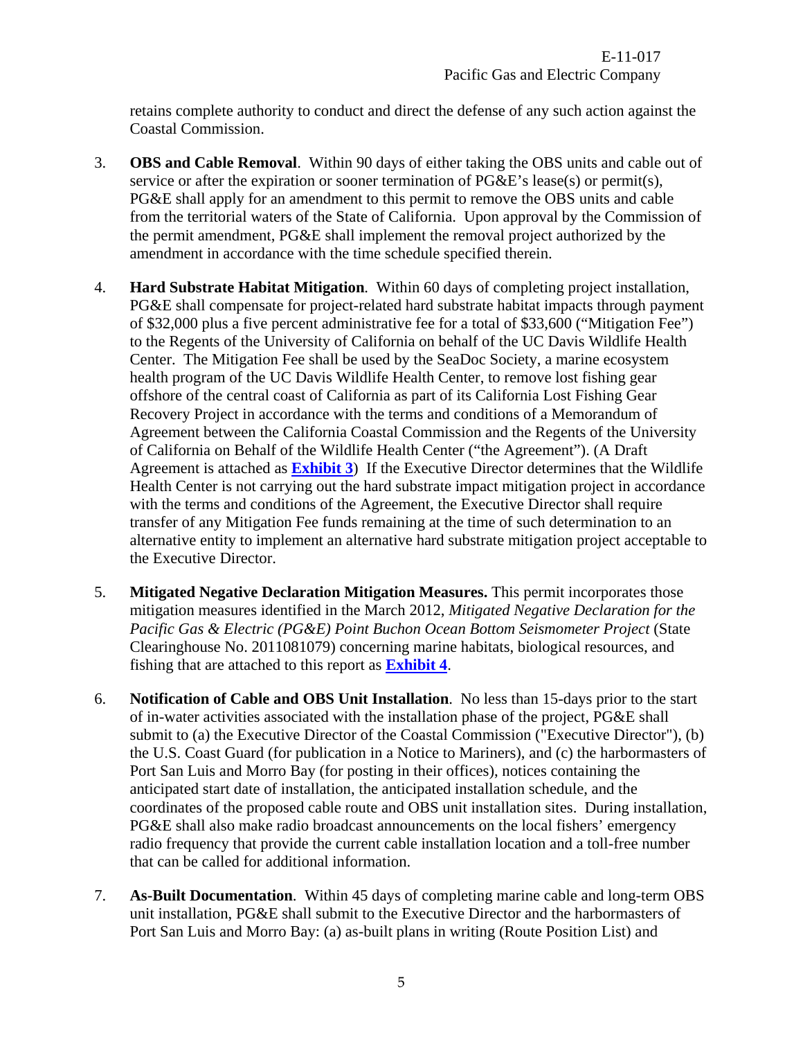retains complete authority to conduct and direct the defense of any such action against the Coastal Commission.

3. **OBS and Cable Removal**. Within 90 days of either taking the OBS units and cable out of service or after the expiration or sooner termination of PG&E's lease(s) or permit(s), PG&E shall apply for an amendment to this permit to remove the OBS units and cable from the territorial waters of the State of California. Upon approval by the Commission of the permit amendment, PG&E shall implement the removal project authorized by the amendment in accordance with the time schedule specified therein.

4. **Hard Substrate Habitat Mitigation**. Within 60 days of completing project installation, PG&E shall compensate for project-related hard substrate habitat impacts through payment of $32,000 plus a five percent administrative fee for a total of $33,600 ("Mitigation Fee") to the Regents of the University of California on behalf of the UC Davis Wildlife Health Center. The Mitigation Fee shall be used by the SeaDoc Society, a marine ecosystem health program of the UC Davis Wildlife Health Center, to remove lost fishing gear offshore of the central coast of California as part of its California Lost Fishing Gear Recovery Project in accordance with the terms and conditions of a Memorandum of Agreement between the California Coastal Commission and the Regents of the University of California on Behalf of the Wildlife Health Center ("the Agreement"). (A Draft Agreement is attached as **Exhibit 3**) If the Executive Director determines that the Wildlife Health Center is not carrying out the hard substrate impact mitigation project in accordance with the terms and conditions of the Agreement, the Executive Director shall require transfer of any Mitigation Fee funds remaining at the time of such determination to an alternative entity to implement an alternative hard substrate mitigation project acceptable to the Executive Director.

5. **Mitigated Negative Declaration Mitigation Measures.** This permit incorporates those mitigation measures identified in the March 2012, *Mitigated Negative Declaration for the Pacific Gas & Electric (PG&E) Point Buchon Ocean Bottom Seismometer Project* (State Clearinghouse No. 2011081079) concerning marine habitats, biological resources, and fishing that are attached to this report as **Exhibit 4**.

6. **Notification of Cable and OBS Unit Installation**. No less than 15-days prior to the start of in-water activities associated with the installation phase of the project, PG&E shall submit to (a) the Executive Director of the Coastal Commission ("Executive Director"), (b) the U.S. Coast Guard (for publication in a Notice to Mariners), and (c) the harbormasters of Port San Luis and Morro Bay (for posting in their offices), notices containing the anticipated start date of installation, the anticipated installation schedule, and the coordinates of the proposed cable route and OBS unit installation sites. During installation, PG&E shall also make radio broadcast announcements on the local fishers' emergency radio frequency that provide the current cable installation location and a toll-free number that can be called for additional information.

7. **As-Built Documentation**. Within 45 days of completing marine cable and long-term OBS unit installation, PG&E shall submit to the Executive Director and the harbormasters of Port San Luis and Morro Bay: (a) as-built plans in writing (Route Position List) and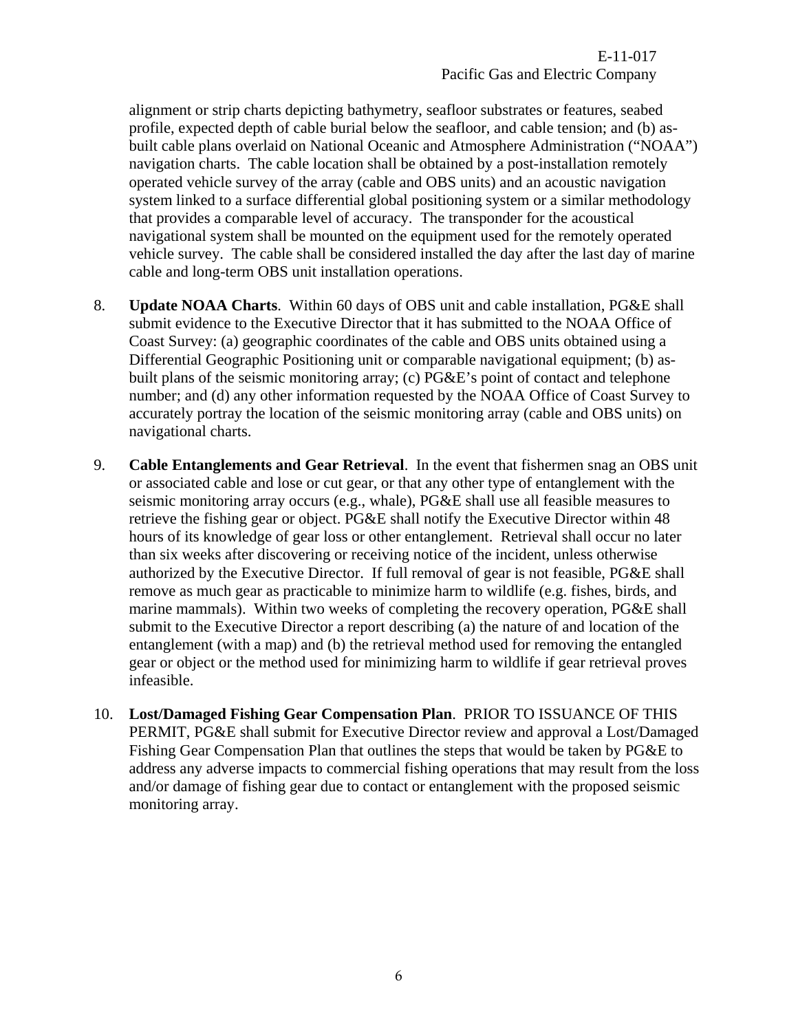alignment or strip charts depicting bathymetry, seafloor substrates or features, seabed profile, expected depth of cable burial below the seafloor, and cable tension; and (b) as-built cable plans overlaid on National Oceanic and Atmosphere Administration ("NOAA") navigation charts. The cable location shall be obtained by a post-installation remotely operated vehicle survey of the array (cable and OBS units) and an acoustic navigation system linked to a surface differential global positioning system or a similar methodology that provides a comparable level of accuracy. The transponder for the acoustical navigational system shall be mounted on the equipment used for the remotely operated vehicle survey. The cable shall be considered installed the day after the last day of marine cable and long-term OBS unit installation operations.

8. **Update NOAA Charts**. Within 60 days of OBS unit and cable installation, PG&E shall submit evidence to the Executive Director that it has submitted to the NOAA Office of Coast Survey: (a) geographic coordinates of the cable and OBS units obtained using a Differential Geographic Positioning unit or comparable navigational equipment; (b) as-built plans of the seismic monitoring array; (c) PG&E's point of contact and telephone number; and (d) any other information requested by the NOAA Office of Coast Survey to accurately portray the location of the seismic monitoring array (cable and OBS units) on navigational charts.

9. **Cable Entanglements and Gear Retrieval**. In the event that fishermen snag an OBS unit or associated cable and lose or cut gear, or that any other type of entanglement with the seismic monitoring array occurs (e.g., whale), PG&E shall use all feasible measures to retrieve the fishing gear or object. PG&E shall notify the Executive Director within 48 hours of its knowledge of gear loss or other entanglement. Retrieval shall occur no later than six weeks after discovering or receiving notice of the incident, unless otherwise authorized by the Executive Director. If full removal of gear is not feasible, PG&E shall remove as much gear as practicable to minimize harm to wildlife (e.g. fishes, birds, and marine mammals). Within two weeks of completing the recovery operation, PG&E shall submit to the Executive Director a report describing (a) the nature of and location of the entanglement (with a map) and (b) the retrieval method used for removing the entangled gear or object or the method used for minimizing harm to wildlife if gear retrieval proves infeasible.

10. **Lost/Damaged Fishing Gear Compensation Plan**. PRIOR TO ISSUANCE OF THIS PERMIT, PG&E shall submit for Executive Director review and approval a Lost/Damaged Fishing Gear Compensation Plan that outlines the steps that would be taken by PG&E to address any adverse impacts to commercial fishing operations that may result from the loss and/or damage of fishing gear due to contact or entanglement with the proposed seismic monitoring array.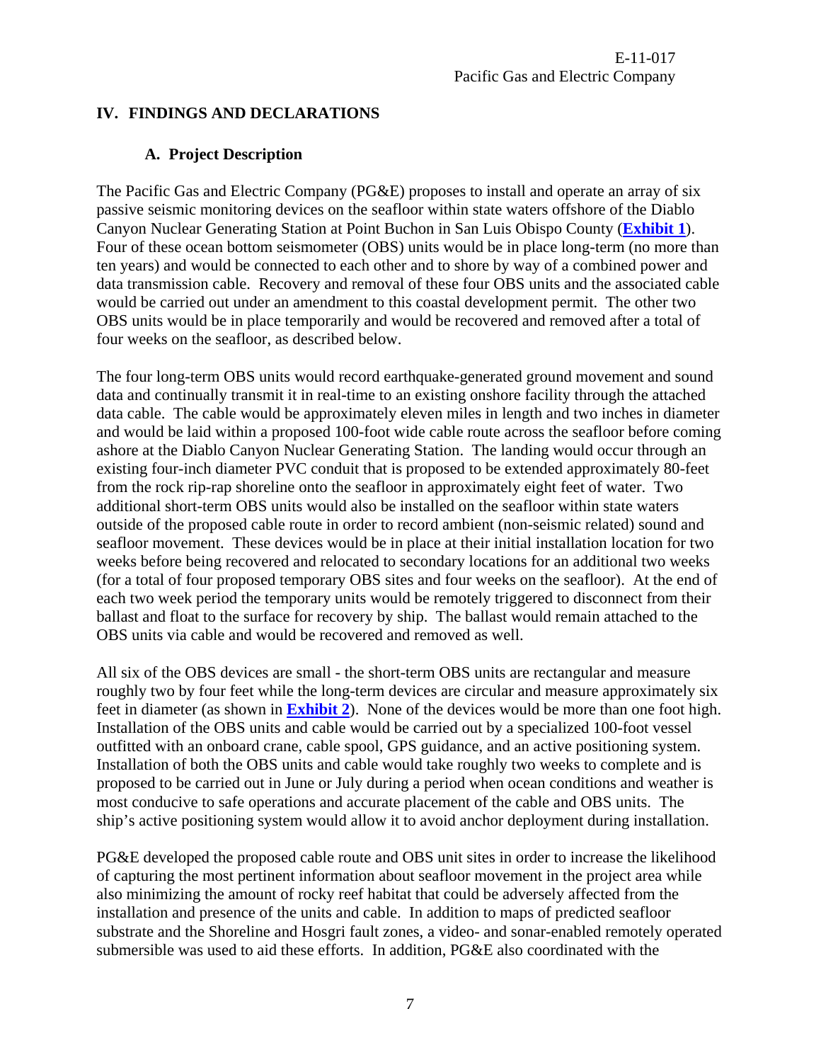## IV. FINDINGS AND DECLARATIONS

### A. Project Description

The Pacific Gas and Electric Company (PG&E) proposes to install and operate an array of six passive seismic monitoring devices on the seafloor within state waters offshore of the Diablo Canyon Nuclear Generating Station at Point Buchon in San Luis Obispo County (**Exhibit 1**). Four of these ocean bottom seismometer (OBS) units would be in place long-term (no more than ten years) and would be connected to each other and to shore by way of a combined power and data transmission cable. Recovery and removal of these four OBS units and the associated cable would be carried out under an amendment to this coastal development permit. The other two OBS units would be in place temporarily and would be recovered and removed after a total of four weeks on the seafloor, as described below.

The four long-term OBS units would record earthquake-generated ground movement and sound data and continually transmit it in real-time to an existing onshore facility through the attached data cable. The cable would be approximately eleven miles in length and two inches in diameter and would be laid within a proposed 100-foot wide cable route across the seafloor before coming ashore at the Diablo Canyon Nuclear Generating Station. The landing would occur through an existing four-inch diameter PVC conduit that is proposed to be extended approximately 80-feet from the rock rip-rap shoreline onto the seafloor in approximately eight feet of water. Two additional short-term OBS units would also be installed on the seafloor within state waters outside of the proposed cable route in order to record ambient (non-seismic related) sound and seafloor movement. These devices would be in place at their initial installation location for two weeks before being recovered and relocated to secondary locations for an additional two weeks (for a total of four proposed temporary OBS sites and four weeks on the seafloor). At the end of each two week period the temporary units would be remotely triggered to disconnect from their ballast and float to the surface for recovery by ship. The ballast would remain attached to the OBS units via cable and would be recovered and removed as well.

All six of the OBS devices are small - the short-term OBS units are rectangular and measure roughly two by four feet while the long-term devices are circular and measure approximately six feet in diameter (as shown in **Exhibit 2**). None of the devices would be more than one foot high. Installation of the OBS units and cable would be carried out by a specialized 100-foot vessel outfitted with an onboard crane, cable spool, GPS guidance, and an active positioning system. Installation of both the OBS units and cable would take roughly two weeks to complete and is proposed to be carried out in June or July during a period when ocean conditions and weather is most conducive to safe operations and accurate placement of the cable and OBS units. The ship's active positioning system would allow it to avoid anchor deployment during installation.

PG&E developed the proposed cable route and OBS unit sites in order to increase the likelihood of capturing the most pertinent information about seafloor movement in the project area while also minimizing the amount of rocky reef habitat that could be adversely affected from the installation and presence of the units and cable. In addition to maps of predicted seafloor substrate and the Shoreline and Hosgri fault zones, a video- and sonar-enabled remotely operated submersible was used to aid these efforts. In addition, PG&E also coordinated with the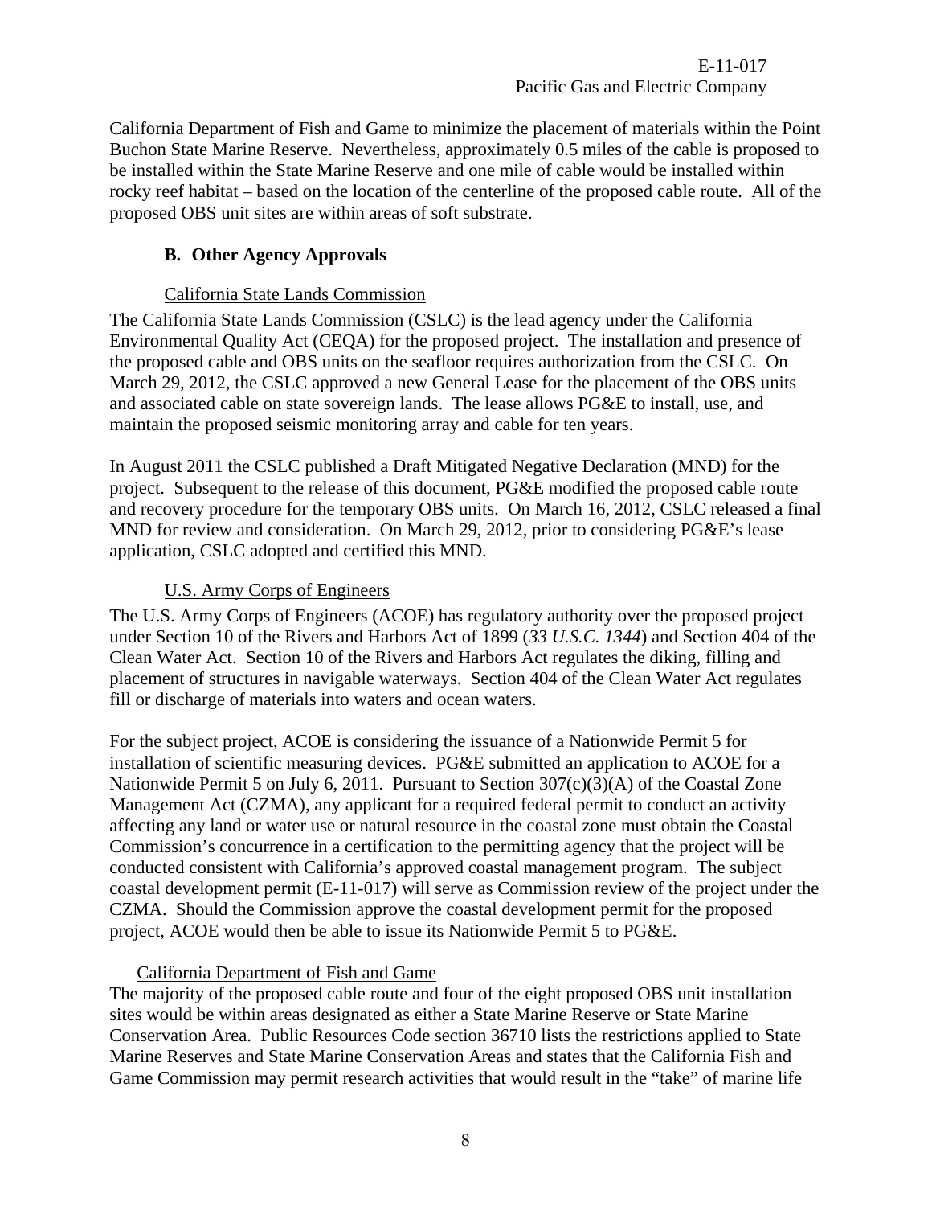California Department of Fish and Game to minimize the placement of materials within the Point Buchon State Marine Reserve. Nevertheless, approximately 0.5 miles of the cable is proposed to be installed within the State Marine Reserve and one mile of cable would be installed within rocky reef habitat – based on the location of the centerline of the proposed cable route. All of the proposed OBS unit sites are within areas of soft substrate.

### B. Other Agency Approvals

California State Lands Commission

The California State Lands Commission (CSLC) is the lead agency under the California Environmental Quality Act (CEQA) for the proposed project. The installation and presence of the proposed cable and OBS units on the seafloor requires authorization from the CSLC. On March 29, 2012, the CSLC approved a new General Lease for the placement of the OBS units and associated cable on state sovereign lands. The lease allows PG&E to install, use, and maintain the proposed seismic monitoring array and cable for ten years.

In August 2011 the CSLC published a Draft Mitigated Negative Declaration (MND) for the project. Subsequent to the release of this document, PG&E modified the proposed cable route and recovery procedure for the temporary OBS units. On March 16, 2012, CSLC released a final MND for review and consideration. On March 29, 2012, prior to considering PG&E's lease application, CSLC adopted and certified this MND.

U.S. Army Corps of Engineers

The U.S. Army Corps of Engineers (ACOE) has regulatory authority over the proposed project under Section 10 of the Rivers and Harbors Act of 1899 (*33 U.S.C. 1344*) and Section 404 of the Clean Water Act. Section 10 of the Rivers and Harbors Act regulates the diking, filling and placement of structures in navigable waterways. Section 404 of the Clean Water Act regulates fill or discharge of materials into waters and ocean waters.

For the subject project, ACOE is considering the issuance of a Nationwide Permit 5 for installation of scientific measuring devices. PG&E submitted an application to ACOE for a Nationwide Permit 5 on July 6, 2011. Pursuant to Section 307(c)(3)(A) of the Coastal Zone Management Act (CZMA), any applicant for a required federal permit to conduct an activity affecting any land or water use or natural resource in the coastal zone must obtain the Coastal Commission's concurrence in a certification to the permitting agency that the project will be conducted consistent with California's approved coastal management program. The subject coastal development permit (E-11-017) will serve as Commission review of the project under the CZMA. Should the Commission approve the coastal development permit for the proposed project, ACOE would then be able to issue its Nationwide Permit 5 to PG&E.

California Department of Fish and Game

The majority of the proposed cable route and four of the eight proposed OBS unit installation sites would be within areas designated as either a State Marine Reserve or State Marine Conservation Area. Public Resources Code section 36710 lists the restrictions applied to State Marine Reserves and State Marine Conservation Areas and states that the California Fish and Game Commission may permit research activities that would result in the "take" of marine life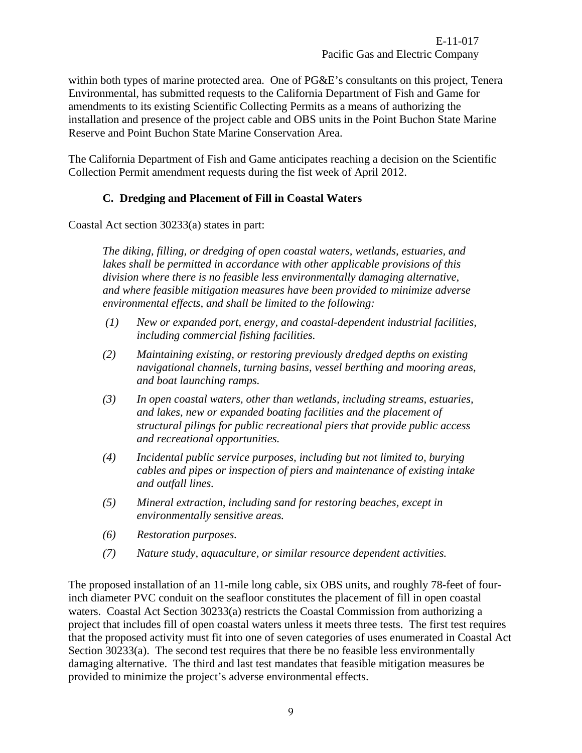within both types of marine protected area. One of PG&E's consultants on this project, Tenera Environmental, has submitted requests to the California Department of Fish and Game for amendments to its existing Scientific Collecting Permits as a means of authorizing the installation and presence of the project cable and OBS units in the Point Buchon State Marine Reserve and Point Buchon State Marine Conservation Area.

The California Department of Fish and Game anticipates reaching a decision on the Scientific Collection Permit amendment requests during the fist week of April 2012.

### C. Dredging and Placement of Fill in Coastal Waters

Coastal Act section 30233(a) states in part:

> *The diking, filling, or dredging of open coastal waters, wetlands, estuaries, and lakes shall be permitted in accordance with other applicable provisions of this division where there is no feasible less environmentally damaging alternative, and where feasible mitigation measures have been provided to minimize adverse environmental effects, and shall be limited to the following:*
>
> *(1) New or expanded port, energy, and coastal-dependent industrial facilities, including commercial fishing facilities.*
>
> *(2) Maintaining existing, or restoring previously dredged depths on existing navigational channels, turning basins, vessel berthing and mooring areas, and boat launching ramps.*
>
> *(3) In open coastal waters, other than wetlands, including streams, estuaries, and lakes, new or expanded boating facilities and the placement of structural pilings for public recreational piers that provide public access and recreational opportunities.*
>
> *(4) Incidental public service purposes, including but not limited to, burying cables and pipes or inspection of piers and maintenance of existing intake and outfall lines.*
>
> *(5) Mineral extraction, including sand for restoring beaches, except in environmentally sensitive areas.*
>
> *(6) Restoration purposes.*
>
> *(7) Nature study, aquaculture, or similar resource dependent activities.*

The proposed installation of an 11-mile long cable, six OBS units, and roughly 78-feet of four-inch diameter PVC conduit on the seafloor constitutes the placement of fill in open coastal waters. Coastal Act Section 30233(a) restricts the Coastal Commission from authorizing a project that includes fill of open coastal waters unless it meets three tests. The first test requires that the proposed activity must fit into one of seven categories of uses enumerated in Coastal Act Section 30233(a). The second test requires that there be no feasible less environmentally damaging alternative. The third and last test mandates that feasible mitigation measures be provided to minimize the project's adverse environmental effects.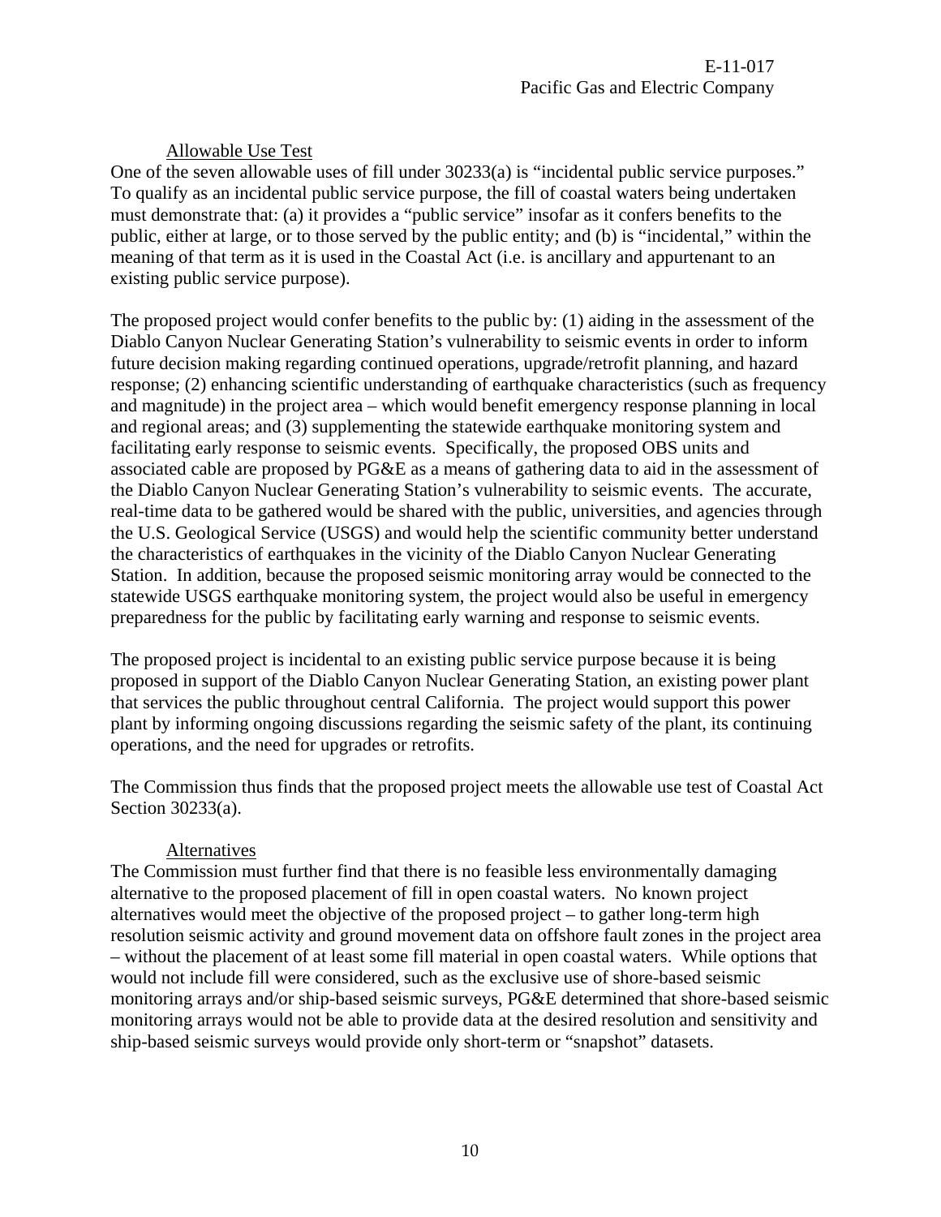### Allowable Use Test

One of the seven allowable uses of fill under 30233(a) is "incidental public service purposes." To qualify as an incidental public service purpose, the fill of coastal waters being undertaken must demonstrate that: (a) it provides a "public service" insofar as it confers benefits to the public, either at large, or to those served by the public entity; and (b) is "incidental," within the meaning of that term as it is used in the Coastal Act (i.e. is ancillary and appurtenant to an existing public service purpose).

The proposed project would confer benefits to the public by: (1) aiding in the assessment of the Diablo Canyon Nuclear Generating Station's vulnerability to seismic events in order to inform future decision making regarding continued operations, upgrade/retrofit planning, and hazard response; (2) enhancing scientific understanding of earthquake characteristics (such as frequency and magnitude) in the project area – which would benefit emergency response planning in local and regional areas; and (3) supplementing the statewide earthquake monitoring system and facilitating early response to seismic events. Specifically, the proposed OBS units and associated cable are proposed by PG&E as a means of gathering data to aid in the assessment of the Diablo Canyon Nuclear Generating Station's vulnerability to seismic events. The accurate, real-time data to be gathered would be shared with the public, universities, and agencies through the U.S. Geological Service (USGS) and would help the scientific community better understand the characteristics of earthquakes in the vicinity of the Diablo Canyon Nuclear Generating Station. In addition, because the proposed seismic monitoring array would be connected to the statewide USGS earthquake monitoring system, the project would also be useful in emergency preparedness for the public by facilitating early warning and response to seismic events.

The proposed project is incidental to an existing public service purpose because it is being proposed in support of the Diablo Canyon Nuclear Generating Station, an existing power plant that services the public throughout central California. The project would support this power plant by informing ongoing discussions regarding the seismic safety of the plant, its continuing operations, and the need for upgrades or retrofits.

The Commission thus finds that the proposed project meets the allowable use test of Coastal Act Section 30233(a).

### Alternatives

The Commission must further find that there is no feasible less environmentally damaging alternative to the proposed placement of fill in open coastal waters. No known project alternatives would meet the objective of the proposed project – to gather long-term high resolution seismic activity and ground movement data on offshore fault zones in the project area – without the placement of at least some fill material in open coastal waters. While options that would not include fill were considered, such as the exclusive use of shore-based seismic monitoring arrays and/or ship-based seismic surveys, PG&E determined that shore-based seismic monitoring arrays would not be able to provide data at the desired resolution and sensitivity and ship-based seismic surveys would provide only short-term or "snapshot" datasets.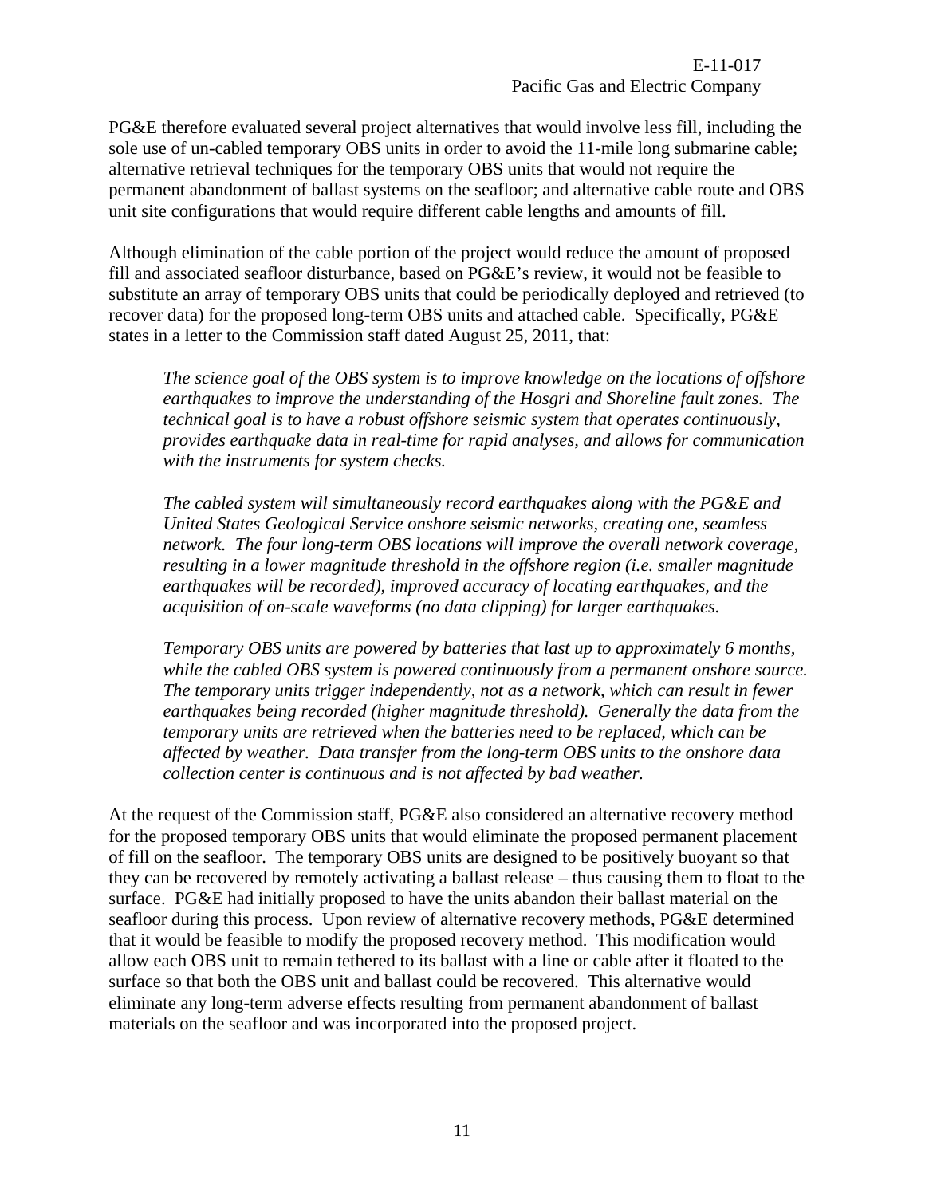PG&E therefore evaluated several project alternatives that would involve less fill, including the sole use of un-cabled temporary OBS units in order to avoid the 11-mile long submarine cable; alternative retrieval techniques for the temporary OBS units that would not require the permanent abandonment of ballast systems on the seafloor; and alternative cable route and OBS unit site configurations that would require different cable lengths and amounts of fill.

Although elimination of the cable portion of the project would reduce the amount of proposed fill and associated seafloor disturbance, based on PG&E's review, it would not be feasible to substitute an array of temporary OBS units that could be periodically deployed and retrieved (to recover data) for the proposed long-term OBS units and attached cable. Specifically, PG&E states in a letter to the Commission staff dated August 25, 2011, that:

> *The science goal of the OBS system is to improve knowledge on the locations of offshore earthquakes to improve the understanding of the Hosgri and Shoreline fault zones. The technical goal is to have a robust offshore seismic system that operates continuously, provides earthquake data in real-time for rapid analyses, and allows for communication with the instruments for system checks.*
>
> *The cabled system will simultaneously record earthquakes along with the PG&E and United States Geological Service onshore seismic networks, creating one, seamless network. The four long-term OBS locations will improve the overall network coverage, resulting in a lower magnitude threshold in the offshore region (i.e. smaller magnitude earthquakes will be recorded), improved accuracy of locating earthquakes, and the acquisition of on-scale waveforms (no data clipping) for larger earthquakes.*
>
> *Temporary OBS units are powered by batteries that last up to approximately 6 months, while the cabled OBS system is powered continuously from a permanent onshore source. The temporary units trigger independently, not as a network, which can result in fewer earthquakes being recorded (higher magnitude threshold). Generally the data from the temporary units are retrieved when the batteries need to be replaced, which can be affected by weather. Data transfer from the long-term OBS units to the onshore data collection center is continuous and is not affected by bad weather.*

At the request of the Commission staff, PG&E also considered an alternative recovery method for the proposed temporary OBS units that would eliminate the proposed permanent placement of fill on the seafloor. The temporary OBS units are designed to be positively buoyant so that they can be recovered by remotely activating a ballast release – thus causing them to float to the surface. PG&E had initially proposed to have the units abandon their ballast material on the seafloor during this process. Upon review of alternative recovery methods, PG&E determined that it would be feasible to modify the proposed recovery method. This modification would allow each OBS unit to remain tethered to its ballast with a line or cable after it floated to the surface so that both the OBS unit and ballast could be recovered. This alternative would eliminate any long-term adverse effects resulting from permanent abandonment of ballast materials on the seafloor and was incorporated into the proposed project.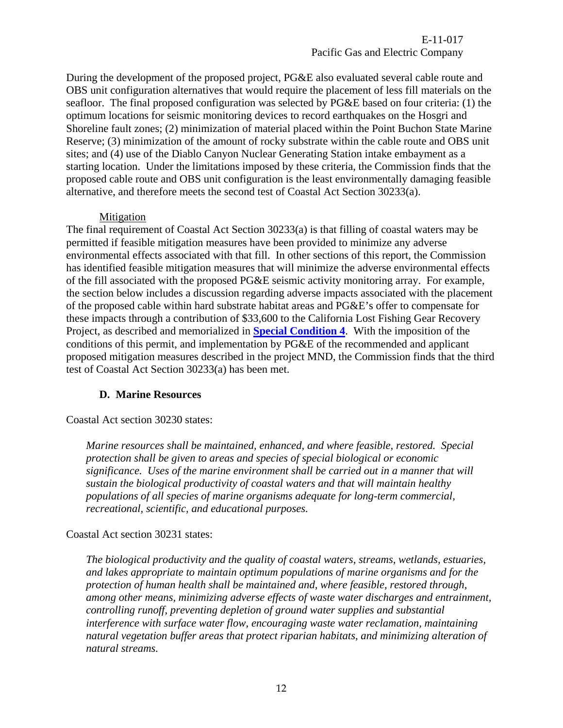During the development of the proposed project, PG&E also evaluated several cable route and OBS unit configuration alternatives that would require the placement of less fill materials on the seafloor. The final proposed configuration was selected by PG&E based on four criteria: (1) the optimum locations for seismic monitoring devices to record earthquakes on the Hosgri and Shoreline fault zones; (2) minimization of material placed within the Point Buchon State Marine Reserve; (3) minimization of the amount of rocky substrate within the cable route and OBS unit sites; and (4) use of the Diablo Canyon Nuclear Generating Station intake embayment as a starting location. Under the limitations imposed by these criteria, the Commission finds that the proposed cable route and OBS unit configuration is the least environmentally damaging feasible alternative, and therefore meets the second test of Coastal Act Section 30233(a).

Mitigation

The final requirement of Coastal Act Section 30233(a) is that filling of coastal waters may be permitted if feasible mitigation measures have been provided to minimize any adverse environmental effects associated with that fill. In other sections of this report, the Commission has identified feasible mitigation measures that will minimize the adverse environmental effects of the fill associated with the proposed PG&E seismic activity monitoring array. For example, the section below includes a discussion regarding adverse impacts associated with the placement of the proposed cable within hard substrate habitat areas and PG&E's offer to compensate for these impacts through a contribution of $33,600 to the California Lost Fishing Gear Recovery Project, as described and memorialized in **Special Condition 4**. With the imposition of the conditions of this permit, and implementation by PG&E of the recommended and applicant proposed mitigation measures described in the project MND, the Commission finds that the third test of Coastal Act Section 30233(a) has been met.

### D. Marine Resources

Coastal Act section 30230 states:

> *Marine resources shall be maintained, enhanced, and where feasible, restored. Special protection shall be given to areas and species of special biological or economic significance. Uses of the marine environment shall be carried out in a manner that will sustain the biological productivity of coastal waters and that will maintain healthy populations of all species of marine organisms adequate for long-term commercial, recreational, scientific, and educational purposes.*

Coastal Act section 30231 states:

> *The biological productivity and the quality of coastal waters, streams, wetlands, estuaries, and lakes appropriate to maintain optimum populations of marine organisms and for the protection of human health shall be maintained and, where feasible, restored through, among other means, minimizing adverse effects of waste water discharges and entrainment, controlling runoff, preventing depletion of ground water supplies and substantial interference with surface water flow, encouraging waste water reclamation, maintaining natural vegetation buffer areas that protect riparian habitats, and minimizing alteration of natural streams.*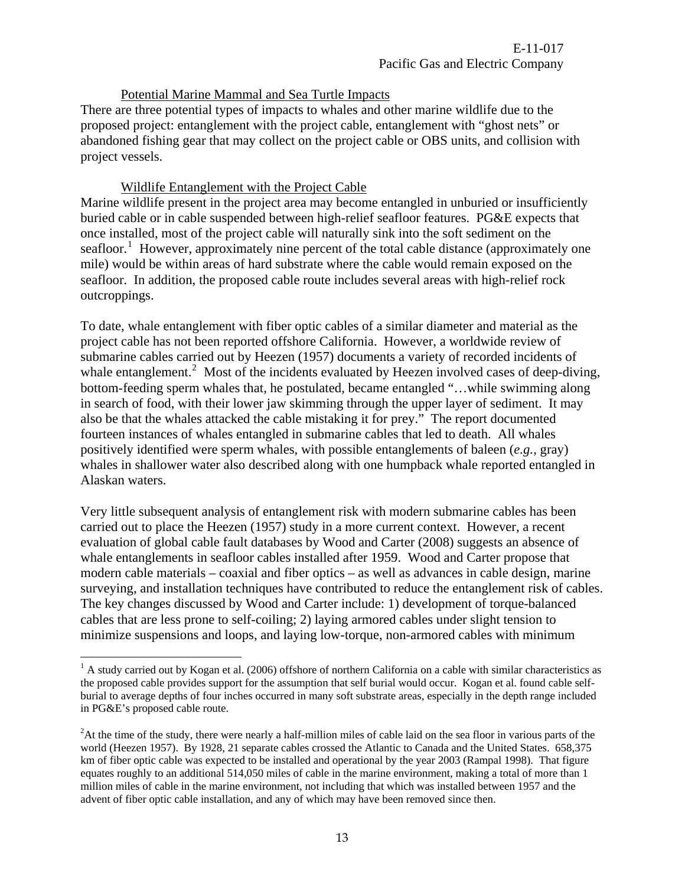### Potential Marine Mammal and Sea Turtle Impacts

There are three potential types of impacts to whales and other marine wildlife due to the proposed project: entanglement with the project cable, entanglement with "ghost nets" or abandoned fishing gear that may collect on the project cable or OBS units, and collision with project vessels.

### Wildlife Entanglement with the Project Cable

Marine wildlife present in the project area may become entangled in unburied or insufficiently buried cable or in cable suspended between high-relief seafloor features. PG&E expects that once installed, most of the project cable will naturally sink into the soft sediment on the seafloor.[1] However, approximately nine percent of the total cable distance (approximately one mile) would be within areas of hard substrate where the cable would remain exposed on the seafloor. In addition, the proposed cable route includes several areas with high-relief rock outcroppings.

To date, whale entanglement with fiber optic cables of a similar diameter and material as the project cable has not been reported offshore California. However, a worldwide review of submarine cables carried out by Heezen (1957) documents a variety of recorded incidents of whale entanglement.[2] Most of the incidents evaluated by Heezen involved cases of deep-diving, bottom-feeding sperm whales that, he postulated, became entangled "…while swimming along in search of food, with their lower jaw skimming through the upper layer of sediment. It may also be that the whales attacked the cable mistaking it for prey." The report documented fourteen instances of whales entangled in submarine cables that led to death. All whales positively identified were sperm whales, with possible entanglements of baleen (*e.g.*, gray) whales in shallower water also described along with one humpback whale reported entangled in Alaskan waters.

Very little subsequent analysis of entanglement risk with modern submarine cables has been carried out to place the Heezen (1957) study in a more current context. However, a recent evaluation of global cable fault databases by Wood and Carter (2008) suggests an absence of whale entanglements in seafloor cables installed after 1959. Wood and Carter propose that modern cable materials – coaxial and fiber optics – as well as advances in cable design, marine surveying, and installation techniques have contributed to reduce the entanglement risk of cables. The key changes discussed by Wood and Carter include: 1) development of torque-balanced cables that are less prone to self-coiling; 2) laying armored cables under slight tension to minimize suspensions and loops, and laying low-torque, non-armored cables with minimum

---

[1] A study carried out by Kogan et al. (2006) offshore of northern California on a cable with similar characteristics as the proposed cable provides support for the assumption that self burial would occur. Kogan et al. found cable self-burial to average depths of four inches occurred in many soft substrate areas, especially in the depth range included in PG&E's proposed cable route.

[2] At the time of the study, there were nearly a half-million miles of cable laid on the sea floor in various parts of the world (Heezen 1957). By 1928, 21 separate cables crossed the Atlantic to Canada and the United States. 658,375 km of fiber optic cable was expected to be installed and operational by the year 2003 (Rampal 1998). That figure equates roughly to an additional 514,050 miles of cable in the marine environment, making a total of more than 1 million miles of cable in the marine environment, not including that which was installed between 1957 and the advent of fiber optic cable installation, and any of which may have been removed since then.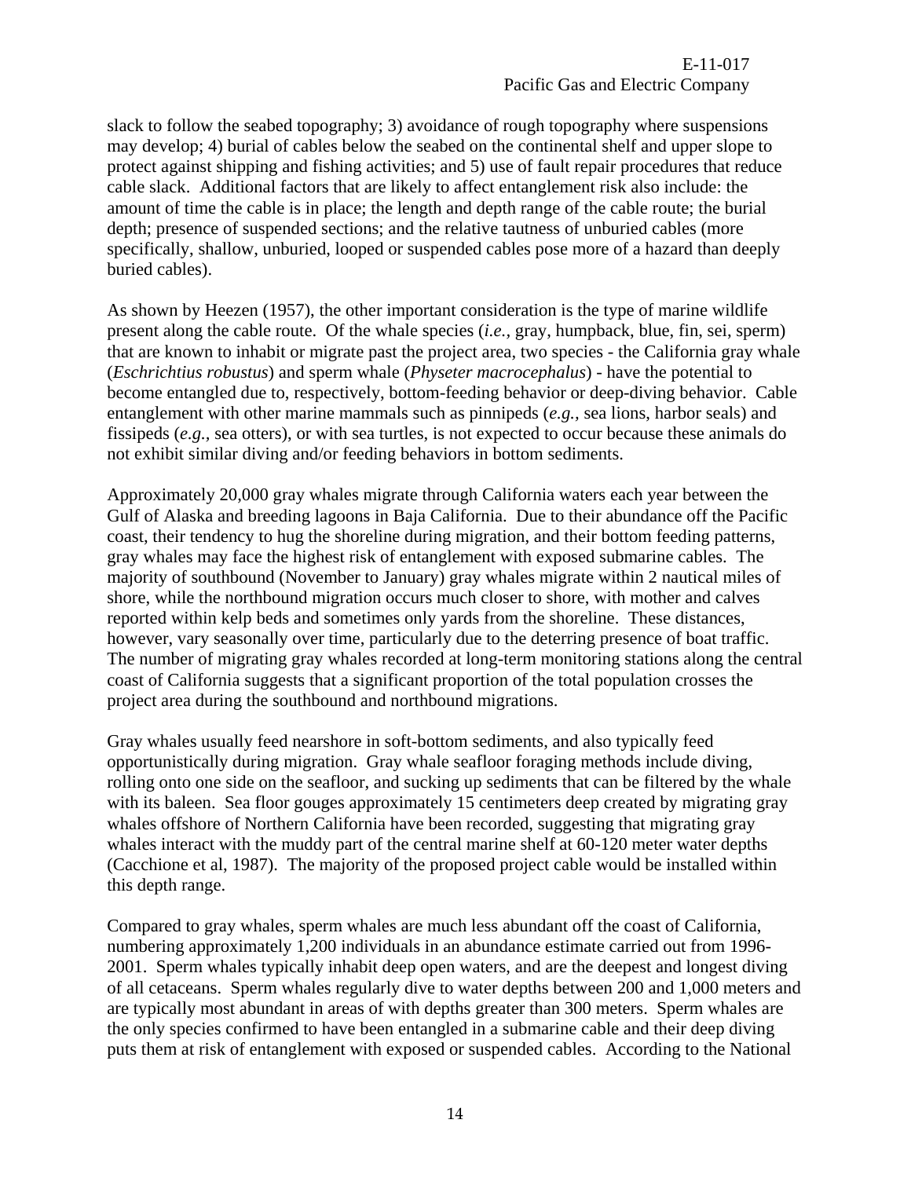slack to follow the seabed topography; 3) avoidance of rough topography where suspensions may develop; 4) burial of cables below the seabed on the continental shelf and upper slope to protect against shipping and fishing activities; and 5) use of fault repair procedures that reduce cable slack. Additional factors that are likely to affect entanglement risk also include: the amount of time the cable is in place; the length and depth range of the cable route; the burial depth; presence of suspended sections; and the relative tautness of unburied cables (more specifically, shallow, unburied, looped or suspended cables pose more of a hazard than deeply buried cables).

As shown by Heezen (1957), the other important consideration is the type of marine wildlife present along the cable route. Of the whale species (*i.e.,* gray, humpback, blue, fin, sei, sperm) that are known to inhabit or migrate past the project area, two species - the California gray whale (*Eschrichtius robustus*) and sperm whale (*Physeter macrocephalus*) - have the potential to become entangled due to, respectively, bottom-feeding behavior or deep-diving behavior. Cable entanglement with other marine mammals such as pinnipeds (*e.g.,* sea lions, harbor seals) and fissipeds (*e.g.,* sea otters), or with sea turtles, is not expected to occur because these animals do not exhibit similar diving and/or feeding behaviors in bottom sediments.

Approximately 20,000 gray whales migrate through California waters each year between the Gulf of Alaska and breeding lagoons in Baja California. Due to their abundance off the Pacific coast, their tendency to hug the shoreline during migration, and their bottom feeding patterns, gray whales may face the highest risk of entanglement with exposed submarine cables. The majority of southbound (November to January) gray whales migrate within 2 nautical miles of shore, while the northbound migration occurs much closer to shore, with mother and calves reported within kelp beds and sometimes only yards from the shoreline. These distances, however, vary seasonally over time, particularly due to the deterring presence of boat traffic. The number of migrating gray whales recorded at long-term monitoring stations along the central coast of California suggests that a significant proportion of the total population crosses the project area during the southbound and northbound migrations.

Gray whales usually feed nearshore in soft-bottom sediments, and also typically feed opportunistically during migration. Gray whale seafloor foraging methods include diving, rolling onto one side on the seafloor, and sucking up sediments that can be filtered by the whale with its baleen. Sea floor gouges approximately 15 centimeters deep created by migrating gray whales offshore of Northern California have been recorded, suggesting that migrating gray whales interact with the muddy part of the central marine shelf at 60-120 meter water depths (Cacchione et al, 1987). The majority of the proposed project cable would be installed within this depth range.

Compared to gray whales, sperm whales are much less abundant off the coast of California, numbering approximately 1,200 individuals in an abundance estimate carried out from 1996-2001. Sperm whales typically inhabit deep open waters, and are the deepest and longest diving of all cetaceans. Sperm whales regularly dive to water depths between 200 and 1,000 meters and are typically most abundant in areas of with depths greater than 300 meters. Sperm whales are the only species confirmed to have been entangled in a submarine cable and their deep diving puts them at risk of entanglement with exposed or suspended cables. According to the National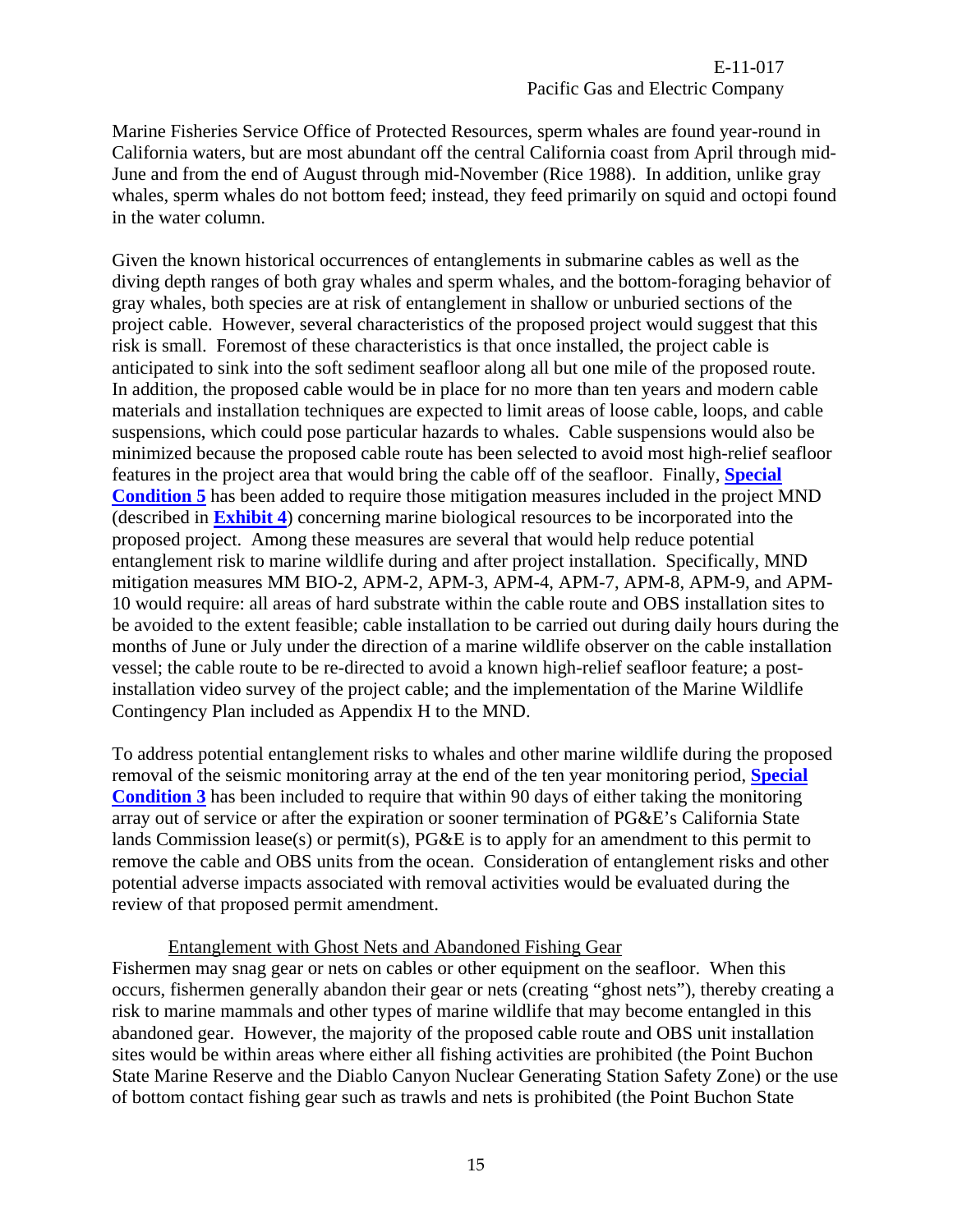Marine Fisheries Service Office of Protected Resources, sperm whales are found year-round in California waters, but are most abundant off the central California coast from April through mid-June and from the end of August through mid-November (Rice 1988). In addition, unlike gray whales, sperm whales do not bottom feed; instead, they feed primarily on squid and octopi found in the water column.

Given the known historical occurrences of entanglements in submarine cables as well as the diving depth ranges of both gray whales and sperm whales, and the bottom-foraging behavior of gray whales, both species are at risk of entanglement in shallow or unburied sections of the project cable. However, several characteristics of the proposed project would suggest that this risk is small. Foremost of these characteristics is that once installed, the project cable is anticipated to sink into the soft sediment seafloor along all but one mile of the proposed route. In addition, the proposed cable would be in place for no more than ten years and modern cable materials and installation techniques are expected to limit areas of loose cable, loops, and cable suspensions, which could pose particular hazards to whales. Cable suspensions would also be minimized because the proposed cable route has been selected to avoid most high-relief seafloor features in the project area that would bring the cable off of the seafloor. Finally, **Special Condition 5** has been added to require those mitigation measures included in the project MND (described in **Exhibit 4**) concerning marine biological resources to be incorporated into the proposed project. Among these measures are several that would help reduce potential entanglement risk to marine wildlife during and after project installation. Specifically, MND mitigation measures MM BIO-2, APM-2, APM-3, APM-4, APM-7, APM-8, APM-9, and APM-10 would require: all areas of hard substrate within the cable route and OBS installation sites to be avoided to the extent feasible; cable installation to be carried out during daily hours during the months of June or July under the direction of a marine wildlife observer on the cable installation vessel; the cable route to be re-directed to avoid a known high-relief seafloor feature; a post-installation video survey of the project cable; and the implementation of the Marine Wildlife Contingency Plan included as Appendix H to the MND.

To address potential entanglement risks to whales and other marine wildlife during the proposed removal of the seismic monitoring array at the end of the ten year monitoring period, **Special Condition 3** has been included to require that within 90 days of either taking the monitoring array out of service or after the expiration or sooner termination of PG&E's California State lands Commission lease(s) or permit(s), PG&E is to apply for an amendment to this permit to remove the cable and OBS units from the ocean. Consideration of entanglement risks and other potential adverse impacts associated with removal activities would be evaluated during the review of that proposed permit amendment.

<u>Entanglement with Ghost Nets and Abandoned Fishing Gear</u>

Fishermen may snag gear or nets on cables or other equipment on the seafloor. When this occurs, fishermen generally abandon their gear or nets (creating "ghost nets"), thereby creating a risk to marine mammals and other types of marine wildlife that may become entangled in this abandoned gear. However, the majority of the proposed cable route and OBS unit installation sites would be within areas where either all fishing activities are prohibited (the Point Buchon State Marine Reserve and the Diablo Canyon Nuclear Generating Station Safety Zone) or the use of bottom contact fishing gear such as trawls and nets is prohibited (the Point Buchon State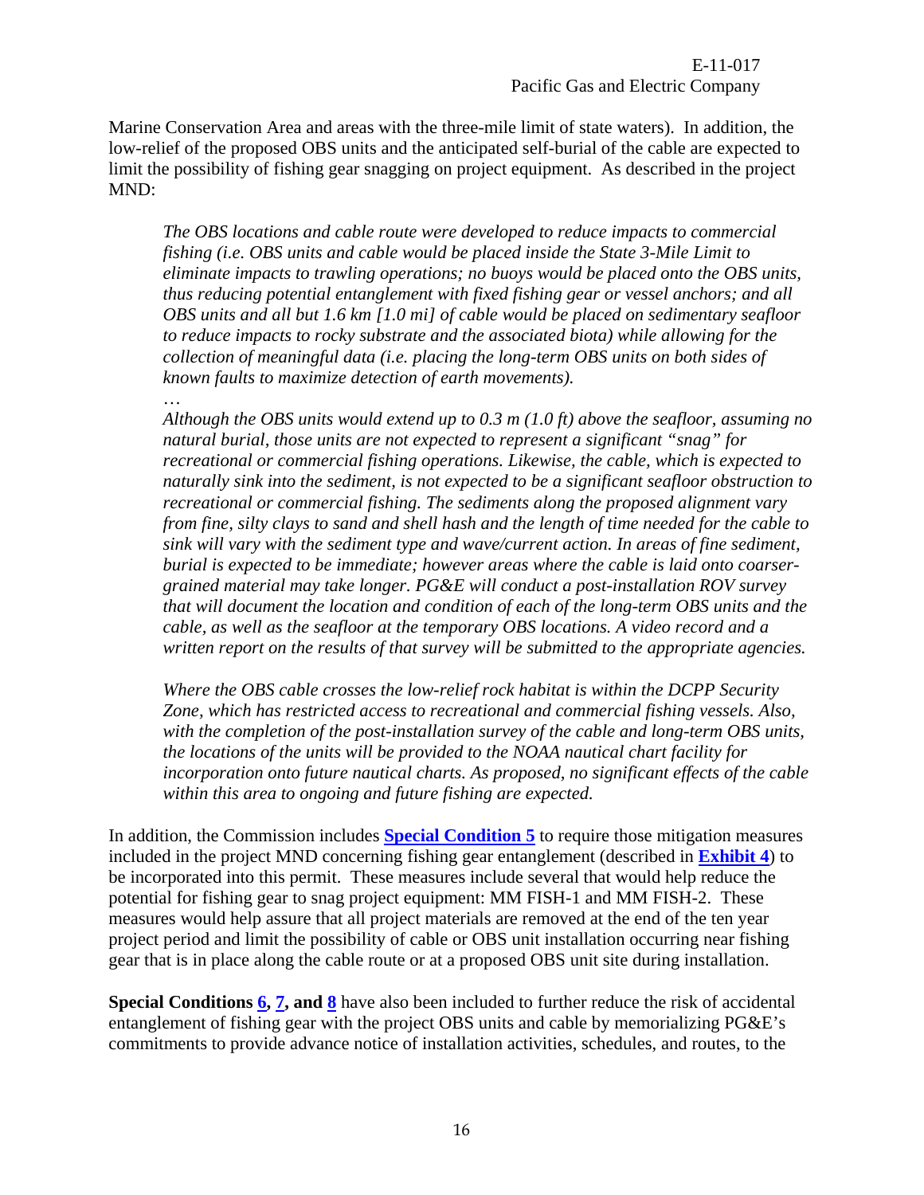Marine Conservation Area and areas with the three-mile limit of state waters). In addition, the low-relief of the proposed OBS units and the anticipated self-burial of the cable are expected to limit the possibility of fishing gear snagging on project equipment. As described in the project MND:

> *The OBS locations and cable route were developed to reduce impacts to commercial fishing (i.e. OBS units and cable would be placed inside the State 3-Mile Limit to eliminate impacts to trawling operations; no buoys would be placed onto the OBS units, thus reducing potential entanglement with fixed fishing gear or vessel anchors; and all OBS units and all but 1.6 km [1.0 mi] of cable would be placed on sedimentary seafloor to reduce impacts to rocky substrate and the associated biota) while allowing for the collection of meaningful data (i.e. placing the long-term OBS units on both sides of known faults to maximize detection of earth movements).*
>
> *…*
>
> *Although the OBS units would extend up to 0.3 m (1.0 ft) above the seafloor, assuming no natural burial, those units are not expected to represent a significant "snag" for recreational or commercial fishing operations. Likewise, the cable, which is expected to naturally sink into the sediment, is not expected to be a significant seafloor obstruction to recreational or commercial fishing. The sediments along the proposed alignment vary from fine, silty clays to sand and shell hash and the length of time needed for the cable to sink will vary with the sediment type and wave/current action. In areas of fine sediment, burial is expected to be immediate; however areas where the cable is laid onto coarser-grained material may take longer. PG&E will conduct a post-installation ROV survey that will document the location and condition of each of the long-term OBS units and the cable, as well as the seafloor at the temporary OBS locations. A video record and a written report on the results of that survey will be submitted to the appropriate agencies.*
>
> *Where the OBS cable crosses the low-relief rock habitat is within the DCPP Security Zone, which has restricted access to recreational and commercial fishing vessels. Also, with the completion of the post-installation survey of the cable and long-term OBS units, the locations of the units will be provided to the NOAA nautical chart facility for incorporation onto future nautical charts. As proposed, no significant effects of the cable within this area to ongoing and future fishing are expected.*

In addition, the Commission includes **Special Condition 5** to require those mitigation measures included in the project MND concerning fishing gear entanglement (described in **Exhibit 4**) to be incorporated into this permit. These measures include several that would help reduce the potential for fishing gear to snag project equipment: MM FISH-1 and MM FISH-2. These measures would help assure that all project materials are removed at the end of the ten year project period and limit the possibility of cable or OBS unit installation occurring near fishing gear that is in place along the cable route or at a proposed OBS unit site during installation.

**Special Conditions 6, 7, and 8** have also been included to further reduce the risk of accidental entanglement of fishing gear with the project OBS units and cable by memorializing PG&E's commitments to provide advance notice of installation activities, schedules, and routes, to the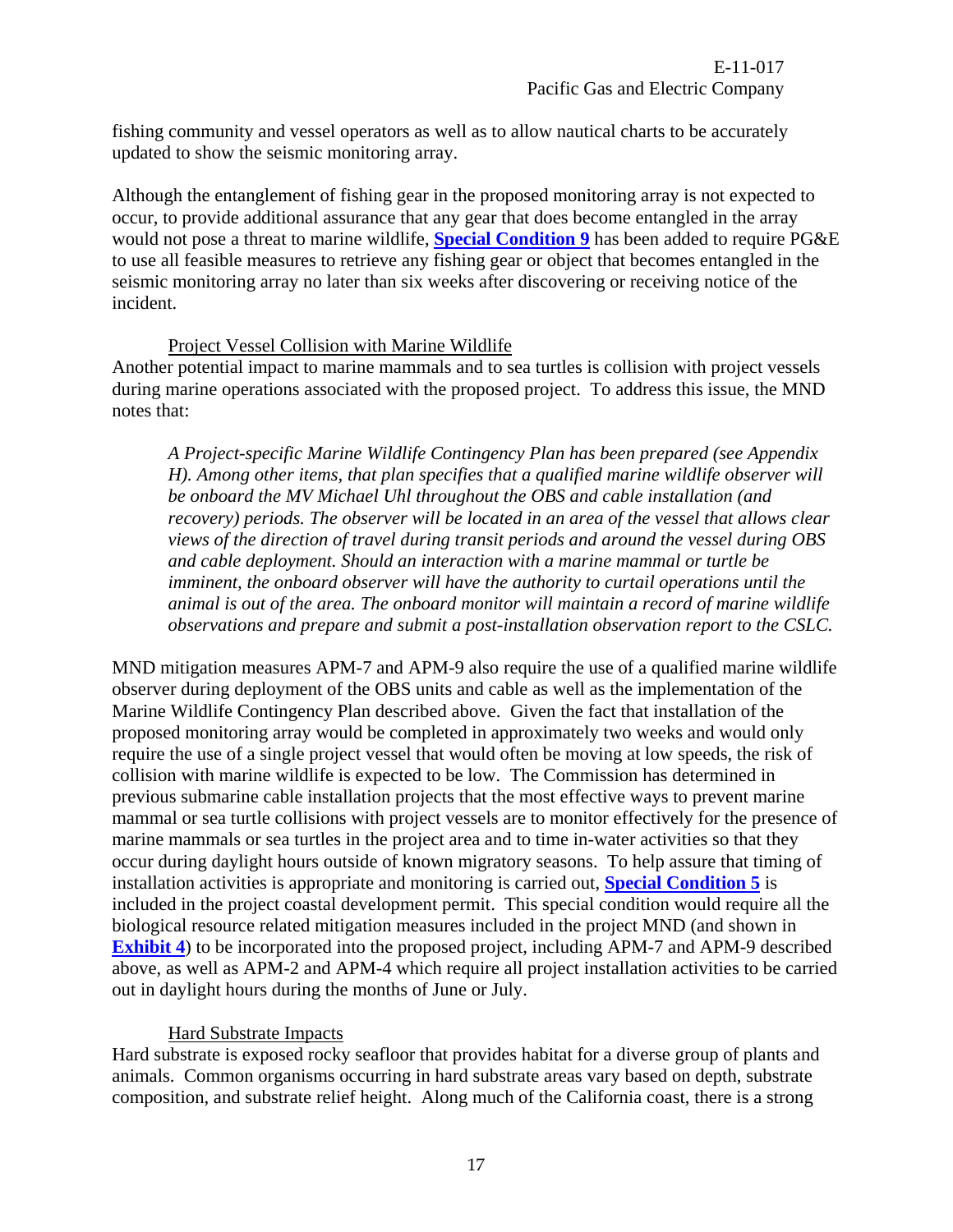fishing community and vessel operators as well as to allow nautical charts to be accurately updated to show the seismic monitoring array.

Although the entanglement of fishing gear in the proposed monitoring array is not expected to occur, to provide additional assurance that any gear that does become entangled in the array would not pose a threat to marine wildlife, **Special Condition 9** has been added to require PG&E to use all feasible measures to retrieve any fishing gear or object that becomes entangled in the seismic monitoring array no later than six weeks after discovering or receiving notice of the incident.

Project Vessel Collision with Marine Wildlife

Another potential impact to marine mammals and to sea turtles is collision with project vessels during marine operations associated with the proposed project. To address this issue, the MND notes that:

> *A Project-specific Marine Wildlife Contingency Plan has been prepared (see Appendix H). Among other items, that plan specifies that a qualified marine wildlife observer will be onboard the MV Michael Uhl throughout the OBS and cable installation (and recovery) periods. The observer will be located in an area of the vessel that allows clear views of the direction of travel during transit periods and around the vessel during OBS and cable deployment. Should an interaction with a marine mammal or turtle be imminent, the onboard observer will have the authority to curtail operations until the animal is out of the area. The onboard monitor will maintain a record of marine wildlife observations and prepare and submit a post-installation observation report to the CSLC.*

MND mitigation measures APM-7 and APM-9 also require the use of a qualified marine wildlife observer during deployment of the OBS units and cable as well as the implementation of the Marine Wildlife Contingency Plan described above. Given the fact that installation of the proposed monitoring array would be completed in approximately two weeks and would only require the use of a single project vessel that would often be moving at low speeds, the risk of collision with marine wildlife is expected to be low. The Commission has determined in previous submarine cable installation projects that the most effective ways to prevent marine mammal or sea turtle collisions with project vessels are to monitor effectively for the presence of marine mammals or sea turtles in the project area and to time in-water activities so that they occur during daylight hours outside of known migratory seasons. To help assure that timing of installation activities is appropriate and monitoring is carried out, **Special Condition 5** is included in the project coastal development permit. This special condition would require all the biological resource related mitigation measures included in the project MND (and shown in **Exhibit 4**) to be incorporated into the proposed project, including APM-7 and APM-9 described above, as well as APM-2 and APM-4 which require all project installation activities to be carried out in daylight hours during the months of June or July.

Hard Substrate Impacts

Hard substrate is exposed rocky seafloor that provides habitat for a diverse group of plants and animals. Common organisms occurring in hard substrate areas vary based on depth, substrate composition, and substrate relief height. Along much of the California coast, there is a strong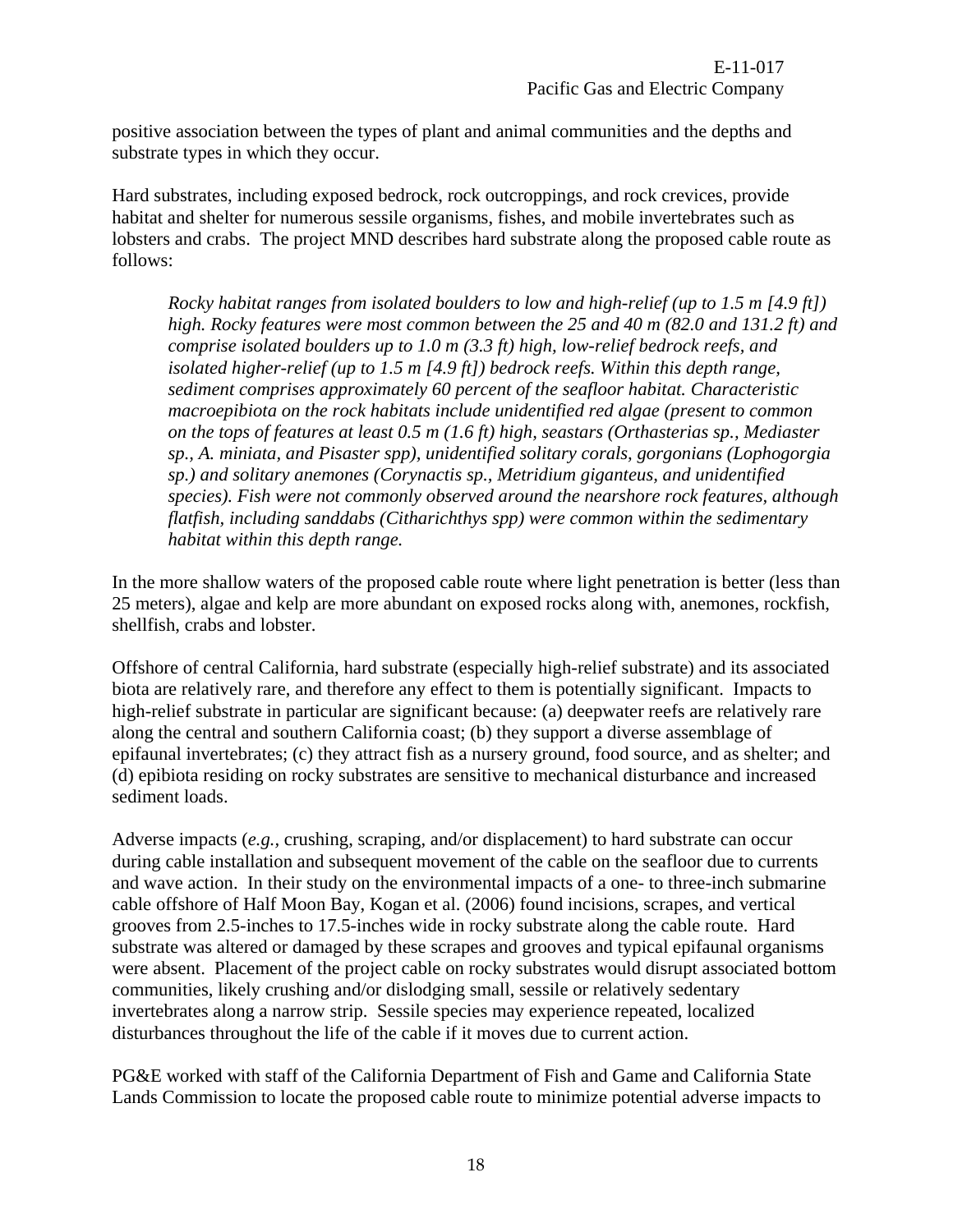positive association between the types of plant and animal communities and the depths and substrate types in which they occur.

Hard substrates, including exposed bedrock, rock outcroppings, and rock crevices, provide habitat and shelter for numerous sessile organisms, fishes, and mobile invertebrates such as lobsters and crabs. The project MND describes hard substrate along the proposed cable route as follows:

> *Rocky habitat ranges from isolated boulders to low and high-relief (up to 1.5 m [4.9 ft]) high. Rocky features were most common between the 25 and 40 m (82.0 and 131.2 ft) and comprise isolated boulders up to 1.0 m (3.3 ft) high, low-relief bedrock reefs, and isolated higher-relief (up to 1.5 m [4.9 ft]) bedrock reefs. Within this depth range, sediment comprises approximately 60 percent of the seafloor habitat. Characteristic macroepibiota on the rock habitats include unidentified red algae (present to common on the tops of features at least 0.5 m (1.6 ft) high, seastars (Orthasterias sp., Mediaster sp., A. miniata, and Pisaster spp), unidentified solitary corals, gorgonians (Lophogorgia sp.) and solitary anemones (Corynactis sp., Metridium giganteus, and unidentified species). Fish were not commonly observed around the nearshore rock features, although flatfish, including sanddabs (Citharichthys spp) were common within the sedimentary habitat within this depth range.*

In the more shallow waters of the proposed cable route where light penetration is better (less than 25 meters), algae and kelp are more abundant on exposed rocks along with, anemones, rockfish, shellfish, crabs and lobster.

Offshore of central California, hard substrate (especially high-relief substrate) and its associated biota are relatively rare, and therefore any effect to them is potentially significant. Impacts to high-relief substrate in particular are significant because: (a) deepwater reefs are relatively rare along the central and southern California coast; (b) they support a diverse assemblage of epifaunal invertebrates; (c) they attract fish as a nursery ground, food source, and as shelter; and (d) epibiota residing on rocky substrates are sensitive to mechanical disturbance and increased sediment loads.

Adverse impacts (*e.g.*, crushing, scraping, and/or displacement) to hard substrate can occur during cable installation and subsequent movement of the cable on the seafloor due to currents and wave action. In their study on the environmental impacts of a one- to three-inch submarine cable offshore of Half Moon Bay, Kogan et al. (2006) found incisions, scrapes, and vertical grooves from 2.5-inches to 17.5-inches wide in rocky substrate along the cable route. Hard substrate was altered or damaged by these scrapes and grooves and typical epifaunal organisms were absent. Placement of the project cable on rocky substrates would disrupt associated bottom communities, likely crushing and/or dislodging small, sessile or relatively sedentary invertebrates along a narrow strip. Sessile species may experience repeated, localized disturbances throughout the life of the cable if it moves due to current action.

PG&E worked with staff of the California Department of Fish and Game and California State Lands Commission to locate the proposed cable route to minimize potential adverse impacts to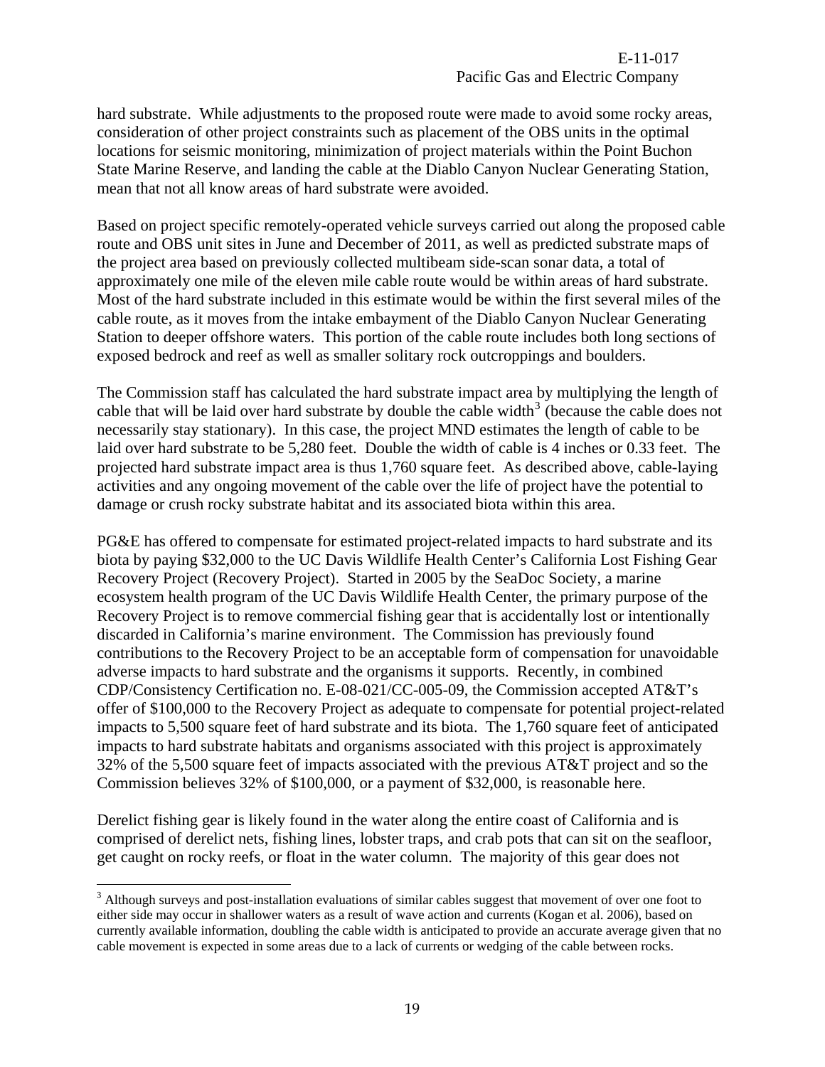hard substrate. While adjustments to the proposed route were made to avoid some rocky areas, consideration of other project constraints such as placement of the OBS units in the optimal locations for seismic monitoring, minimization of project materials within the Point Buchon State Marine Reserve, and landing the cable at the Diablo Canyon Nuclear Generating Station, mean that not all know areas of hard substrate were avoided.

Based on project specific remotely-operated vehicle surveys carried out along the proposed cable route and OBS unit sites in June and December of 2011, as well as predicted substrate maps of the project area based on previously collected multibeam side-scan sonar data, a total of approximately one mile of the eleven mile cable route would be within areas of hard substrate. Most of the hard substrate included in this estimate would be within the first several miles of the cable route, as it moves from the intake embayment of the Diablo Canyon Nuclear Generating Station to deeper offshore waters. This portion of the cable route includes both long sections of exposed bedrock and reef as well as smaller solitary rock outcroppings and boulders.

The Commission staff has calculated the hard substrate impact area by multiplying the length of cable that will be laid over hard substrate by double the cable width[3] (because the cable does not necessarily stay stationary). In this case, the project MND estimates the length of cable to be laid over hard substrate to be 5,280 feet. Double the width of cable is 4 inches or 0.33 feet. The projected hard substrate impact area is thus 1,760 square feet. As described above, cable-laying activities and any ongoing movement of the cable over the life of project have the potential to damage or crush rocky substrate habitat and its associated biota within this area.

PG&E has offered to compensate for estimated project-related impacts to hard substrate and its biota by paying $32,000 to the UC Davis Wildlife Health Center's California Lost Fishing Gear Recovery Project (Recovery Project). Started in 2005 by the SeaDoc Society, a marine ecosystem health program of the UC Davis Wildlife Health Center, the primary purpose of the Recovery Project is to remove commercial fishing gear that is accidentally lost or intentionally discarded in California's marine environment. The Commission has previously found contributions to the Recovery Project to be an acceptable form of compensation for unavoidable adverse impacts to hard substrate and the organisms it supports. Recently, in combined CDP/Consistency Certification no. E-08-021/CC-005-09, the Commission accepted AT&T's offer of $100,000 to the Recovery Project as adequate to compensate for potential project-related impacts to 5,500 square feet of hard substrate and its biota. The 1,760 square feet of anticipated impacts to hard substrate habitats and organisms associated with this project is approximately 32% of the 5,500 square feet of impacts associated with the previous AT&T project and so the Commission believes 32% of $100,000, or a payment of $32,000, is reasonable here.

Derelict fishing gear is likely found in the water along the entire coast of California and is comprised of derelict nets, fishing lines, lobster traps, and crab pots that can sit on the seafloor, get caught on rocky reefs, or float in the water column. The majority of this gear does not

[3] Although surveys and post-installation evaluations of similar cables suggest that movement of over one foot to either side may occur in shallower waters as a result of wave action and currents (Kogan et al. 2006), based on currently available information, doubling the cable width is anticipated to provide an accurate average given that no cable movement is expected in some areas due to a lack of currents or wedging of the cable between rocks.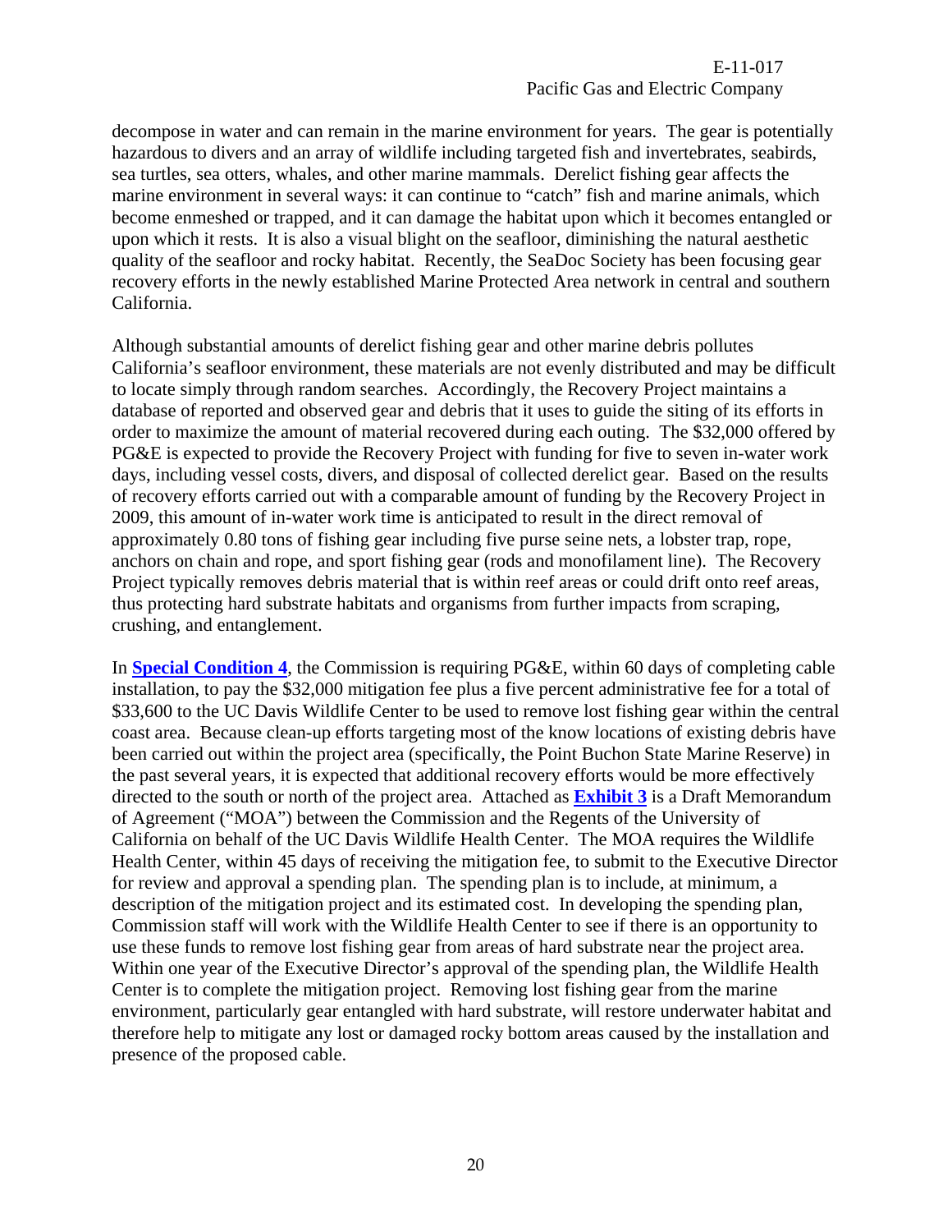decompose in water and can remain in the marine environment for years. The gear is potentially hazardous to divers and an array of wildlife including targeted fish and invertebrates, seabirds, sea turtles, sea otters, whales, and other marine mammals. Derelict fishing gear affects the marine environment in several ways: it can continue to "catch" fish and marine animals, which become enmeshed or trapped, and it can damage the habitat upon which it becomes entangled or upon which it rests. It is also a visual blight on the seafloor, diminishing the natural aesthetic quality of the seafloor and rocky habitat. Recently, the SeaDoc Society has been focusing gear recovery efforts in the newly established Marine Protected Area network in central and southern California.

Although substantial amounts of derelict fishing gear and other marine debris pollutes California's seafloor environment, these materials are not evenly distributed and may be difficult to locate simply through random searches. Accordingly, the Recovery Project maintains a database of reported and observed gear and debris that it uses to guide the siting of its efforts in order to maximize the amount of material recovered during each outing. The $32,000 offered by PG&E is expected to provide the Recovery Project with funding for five to seven in-water work days, including vessel costs, divers, and disposal of collected derelict gear. Based on the results of recovery efforts carried out with a comparable amount of funding by the Recovery Project in 2009, this amount of in-water work time is anticipated to result in the direct removal of approximately 0.80 tons of fishing gear including five purse seine nets, a lobster trap, rope, anchors on chain and rope, and sport fishing gear (rods and monofilament line). The Recovery Project typically removes debris material that is within reef areas or could drift onto reef areas, thus protecting hard substrate habitats and organisms from further impacts from scraping, crushing, and entanglement.

In **Special Condition 4**, the Commission is requiring PG&E, within 60 days of completing cable installation, to pay the $32,000 mitigation fee plus a five percent administrative fee for a total of $33,600 to the UC Davis Wildlife Center to be used to remove lost fishing gear within the central coast area. Because clean-up efforts targeting most of the know locations of existing debris have been carried out within the project area (specifically, the Point Buchon State Marine Reserve) in the past several years, it is expected that additional recovery efforts would be more effectively directed to the south or north of the project area. Attached as **Exhibit 3** is a Draft Memorandum of Agreement ("MOA") between the Commission and the Regents of the University of California on behalf of the UC Davis Wildlife Health Center. The MOA requires the Wildlife Health Center, within 45 days of receiving the mitigation fee, to submit to the Executive Director for review and approval a spending plan. The spending plan is to include, at minimum, a description of the mitigation project and its estimated cost. In developing the spending plan, Commission staff will work with the Wildlife Health Center to see if there is an opportunity to use these funds to remove lost fishing gear from areas of hard substrate near the project area. Within one year of the Executive Director's approval of the spending plan, the Wildlife Health Center is to complete the mitigation project. Removing lost fishing gear from the marine environment, particularly gear entangled with hard substrate, will restore underwater habitat and therefore help to mitigate any lost or damaged rocky bottom areas caused by the installation and presence of the proposed cable.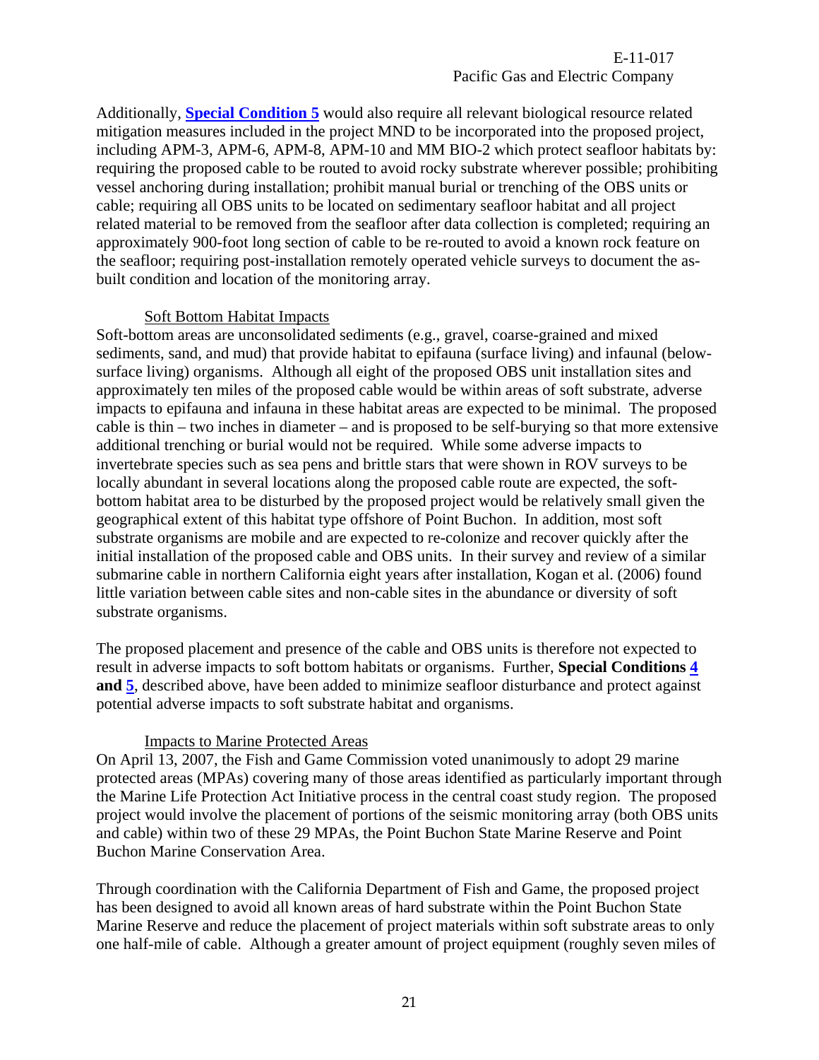Additionally, **Special Condition 5** would also require all relevant biological resource related mitigation measures included in the project MND to be incorporated into the proposed project, including APM-3, APM-6, APM-8, APM-10 and MM BIO-2 which protect seafloor habitats by: requiring the proposed cable to be routed to avoid rocky substrate wherever possible; prohibiting vessel anchoring during installation; prohibit manual burial or trenching of the OBS units or cable; requiring all OBS units to be located on sedimentary seafloor habitat and all project related material to be removed from the seafloor after data collection is completed; requiring an approximately 900-foot long section of cable to be re-routed to avoid a known rock feature on the seafloor; requiring post-installation remotely operated vehicle surveys to document the as-built condition and location of the monitoring array.

Soft Bottom Habitat Impacts

Soft-bottom areas are unconsolidated sediments (e.g., gravel, coarse-grained and mixed sediments, sand, and mud) that provide habitat to epifauna (surface living) and infaunal (below-surface living) organisms. Although all eight of the proposed OBS unit installation sites and approximately ten miles of the proposed cable would be within areas of soft substrate, adverse impacts to epifauna and infauna in these habitat areas are expected to be minimal. The proposed cable is thin – two inches in diameter – and is proposed to be self-burying so that more extensive additional trenching or burial would not be required. While some adverse impacts to invertebrate species such as sea pens and brittle stars that were shown in ROV surveys to be locally abundant in several locations along the proposed cable route are expected, the soft-bottom habitat area to be disturbed by the proposed project would be relatively small given the geographical extent of this habitat type offshore of Point Buchon. In addition, most soft substrate organisms are mobile and are expected to re-colonize and recover quickly after the initial installation of the proposed cable and OBS units. In their survey and review of a similar submarine cable in northern California eight years after installation, Kogan et al. (2006) found little variation between cable sites and non-cable sites in the abundance or diversity of soft substrate organisms.

The proposed placement and presence of the cable and OBS units is therefore not expected to result in adverse impacts to soft bottom habitats or organisms. Further, **Special Conditions 4 and 5**, described above, have been added to minimize seafloor disturbance and protect against potential adverse impacts to soft substrate habitat and organisms.

Impacts to Marine Protected Areas

On April 13, 2007, the Fish and Game Commission voted unanimously to adopt 29 marine protected areas (MPAs) covering many of those areas identified as particularly important through the Marine Life Protection Act Initiative process in the central coast study region. The proposed project would involve the placement of portions of the seismic monitoring array (both OBS units and cable) within two of these 29 MPAs, the Point Buchon State Marine Reserve and Point Buchon Marine Conservation Area.

Through coordination with the California Department of Fish and Game, the proposed project has been designed to avoid all known areas of hard substrate within the Point Buchon State Marine Reserve and reduce the placement of project materials within soft substrate areas to only one half-mile of cable. Although a greater amount of project equipment (roughly seven miles of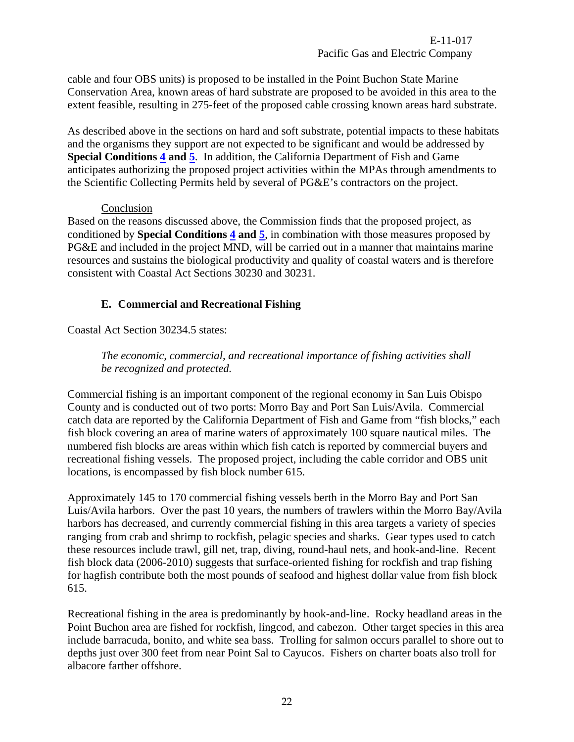cable and four OBS units) is proposed to be installed in the Point Buchon State Marine Conservation Area, known areas of hard substrate are proposed to be avoided in this area to the extent feasible, resulting in 275-feet of the proposed cable crossing known areas hard substrate.

As described above in the sections on hard and soft substrate, potential impacts to these habitats and the organisms they support are not expected to be significant and would be addressed by **Special Conditions 4 and 5**. In addition, the California Department of Fish and Game anticipates authorizing the proposed project activities within the MPAs through amendments to the Scientific Collecting Permits held by several of PG&E's contractors on the project.

Conclusion

Based on the reasons discussed above, the Commission finds that the proposed project, as conditioned by **Special Conditions 4 and 5**, in combination with those measures proposed by PG&E and included in the project MND, will be carried out in a manner that maintains marine resources and sustains the biological productivity and quality of coastal waters and is therefore consistent with Coastal Act Sections 30230 and 30231.

## E. Commercial and Recreational Fishing

Coastal Act Section 30234.5 states:

*The economic, commercial, and recreational importance of fishing activities shall be recognized and protected.*

Commercial fishing is an important component of the regional economy in San Luis Obispo County and is conducted out of two ports: Morro Bay and Port San Luis/Avila. Commercial catch data are reported by the California Department of Fish and Game from "fish blocks," each fish block covering an area of marine waters of approximately 100 square nautical miles. The numbered fish blocks are areas within which fish catch is reported by commercial buyers and recreational fishing vessels. The proposed project, including the cable corridor and OBS unit locations, is encompassed by fish block number 615.

Approximately 145 to 170 commercial fishing vessels berth in the Morro Bay and Port San Luis/Avila harbors. Over the past 10 years, the numbers of trawlers within the Morro Bay/Avila harbors has decreased, and currently commercial fishing in this area targets a variety of species ranging from crab and shrimp to rockfish, pelagic species and sharks. Gear types used to catch these resources include trawl, gill net, trap, diving, round-haul nets, and hook-and-line. Recent fish block data (2006-2010) suggests that surface-oriented fishing for rockfish and trap fishing for hagfish contribute both the most pounds of seafood and highest dollar value from fish block 615.

Recreational fishing in the area is predominantly by hook-and-line. Rocky headland areas in the Point Buchon area are fished for rockfish, lingcod, and cabezon. Other target species in this area include barracuda, bonito, and white sea bass. Trolling for salmon occurs parallel to shore out to depths just over 300 feet from near Point Sal to Cayucos. Fishers on charter boats also troll for albacore farther offshore.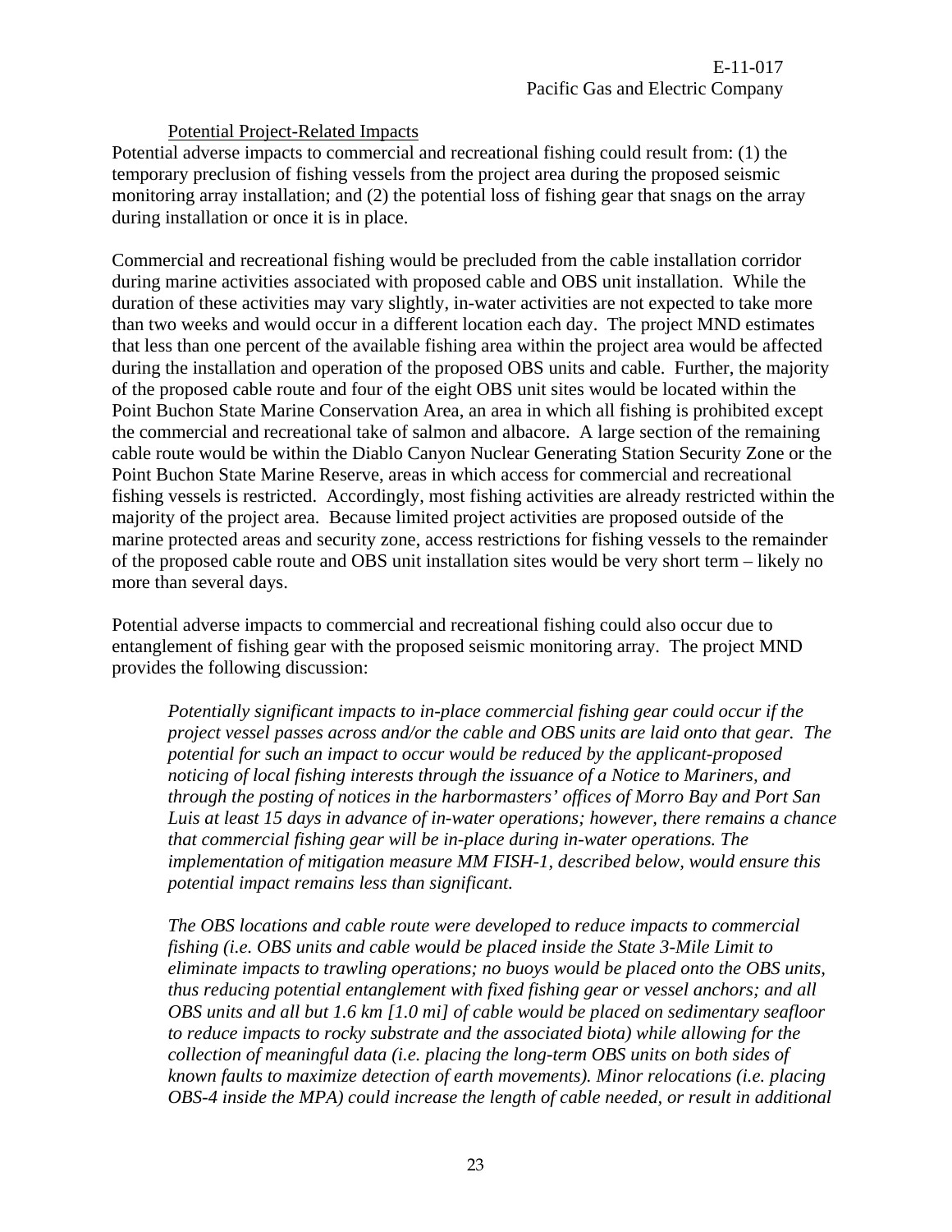Potential Project-Related Impacts

Potential adverse impacts to commercial and recreational fishing could result from: (1) the temporary preclusion of fishing vessels from the project area during the proposed seismic monitoring array installation; and (2) the potential loss of fishing gear that snags on the array during installation or once it is in place.

Commercial and recreational fishing would be precluded from the cable installation corridor during marine activities associated with proposed cable and OBS unit installation. While the duration of these activities may vary slightly, in-water activities are not expected to take more than two weeks and would occur in a different location each day. The project MND estimates that less than one percent of the available fishing area within the project area would be affected during the installation and operation of the proposed OBS units and cable. Further, the majority of the proposed cable route and four of the eight OBS unit sites would be located within the Point Buchon State Marine Conservation Area, an area in which all fishing is prohibited except the commercial and recreational take of salmon and albacore. A large section of the remaining cable route would be within the Diablo Canyon Nuclear Generating Station Security Zone or the Point Buchon State Marine Reserve, areas in which access for commercial and recreational fishing vessels is restricted. Accordingly, most fishing activities are already restricted within the majority of the project area. Because limited project activities are proposed outside of the marine protected areas and security zone, access restrictions for fishing vessels to the remainder of the proposed cable route and OBS unit installation sites would be very short term – likely no more than several days.

Potential adverse impacts to commercial and recreational fishing could also occur due to entanglement of fishing gear with the proposed seismic monitoring array. The project MND provides the following discussion:

> *Potentially significant impacts to in-place commercial fishing gear could occur if the project vessel passes across and/or the cable and OBS units are laid onto that gear. The potential for such an impact to occur would be reduced by the applicant-proposed noticing of local fishing interests through the issuance of a Notice to Mariners, and through the posting of notices in the harbormasters' offices of Morro Bay and Port San Luis at least 15 days in advance of in-water operations; however, there remains a chance that commercial fishing gear will be in-place during in-water operations. The implementation of mitigation measure MM FISH-1, described below, would ensure this potential impact remains less than significant.*
>
> *The OBS locations and cable route were developed to reduce impacts to commercial fishing (i.e. OBS units and cable would be placed inside the State 3-Mile Limit to eliminate impacts to trawling operations; no buoys would be placed onto the OBS units, thus reducing potential entanglement with fixed fishing gear or vessel anchors; and all OBS units and all but 1.6 km [1.0 mi] of cable would be placed on sedimentary seafloor to reduce impacts to rocky substrate and the associated biota) while allowing for the collection of meaningful data (i.e. placing the long-term OBS units on both sides of known faults to maximize detection of earth movements). Minor relocations (i.e. placing OBS-4 inside the MPA) could increase the length of cable needed, or result in additional*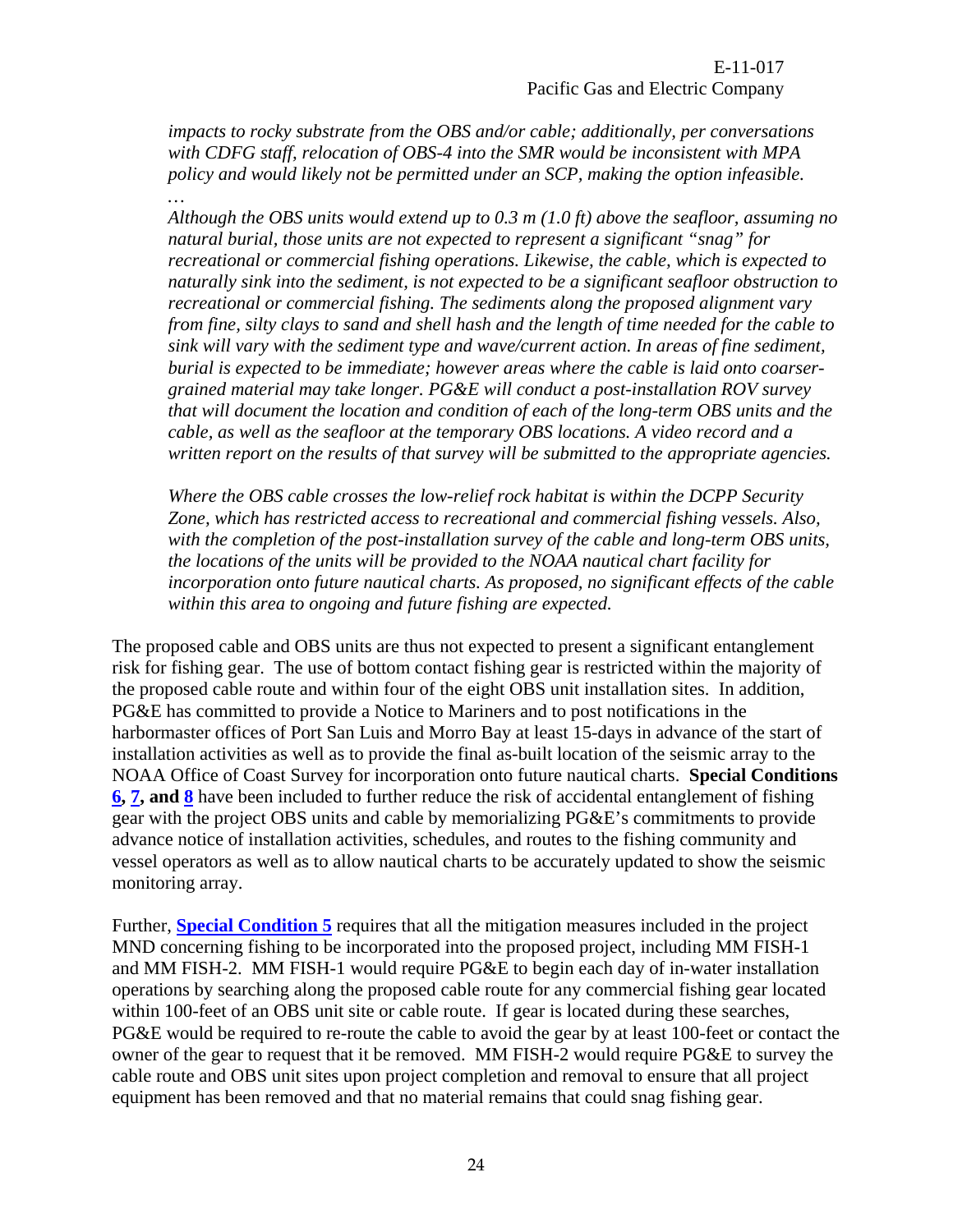> *impacts to rocky substrate from the OBS and/or cable; additionally, per conversations with CDFG staff, relocation of OBS-4 into the SMR would be inconsistent with MPA policy and would likely not be permitted under an SCP, making the option infeasible.*
>
> *…*
>
> *Although the OBS units would extend up to 0.3 m (1.0 ft) above the seafloor, assuming no natural burial, those units are not expected to represent a significant "snag" for recreational or commercial fishing operations. Likewise, the cable, which is expected to naturally sink into the sediment, is not expected to be a significant seafloor obstruction to recreational or commercial fishing. The sediments along the proposed alignment vary from fine, silty clays to sand and shell hash and the length of time needed for the cable to sink will vary with the sediment type and wave/current action. In areas of fine sediment, burial is expected to be immediate; however areas where the cable is laid onto coarser-grained material may take longer. PG&E will conduct a post-installation ROV survey that will document the location and condition of each of the long-term OBS units and the cable, as well as the seafloor at the temporary OBS locations. A video record and a written report on the results of that survey will be submitted to the appropriate agencies.*
>
> *Where the OBS cable crosses the low-relief rock habitat is within the DCPP Security Zone, which has restricted access to recreational and commercial fishing vessels. Also, with the completion of the post-installation survey of the cable and long-term OBS units, the locations of the units will be provided to the NOAA nautical chart facility for incorporation onto future nautical charts. As proposed, no significant effects of the cable within this area to ongoing and future fishing are expected.*

The proposed cable and OBS units are thus not expected to present a significant entanglement risk for fishing gear. The use of bottom contact fishing gear is restricted within the majority of the proposed cable route and within four of the eight OBS unit installation sites. In addition, PG&E has committed to provide a Notice to Mariners and to post notifications in the harbormaster offices of Port San Luis and Morro Bay at least 15-days in advance of the start of installation activities as well as to provide the final as-built location of the seismic array to the NOAA Office of Coast Survey for incorporation onto future nautical charts. **Special Conditions 6, 7, and 8** have been included to further reduce the risk of accidental entanglement of fishing gear with the project OBS units and cable by memorializing PG&E's commitments to provide advance notice of installation activities, schedules, and routes to the fishing community and vessel operators as well as to allow nautical charts to be accurately updated to show the seismic monitoring array.

Further, **Special Condition 5** requires that all the mitigation measures included in the project MND concerning fishing to be incorporated into the proposed project, including MM FISH-1 and MM FISH-2. MM FISH-1 would require PG&E to begin each day of in-water installation operations by searching along the proposed cable route for any commercial fishing gear located within 100-feet of an OBS unit site or cable route. If gear is located during these searches, PG&E would be required to re-route the cable to avoid the gear by at least 100-feet or contact the owner of the gear to request that it be removed. MM FISH-2 would require PG&E to survey the cable route and OBS unit sites upon project completion and removal to ensure that all project equipment has been removed and that no material remains that could snag fishing gear.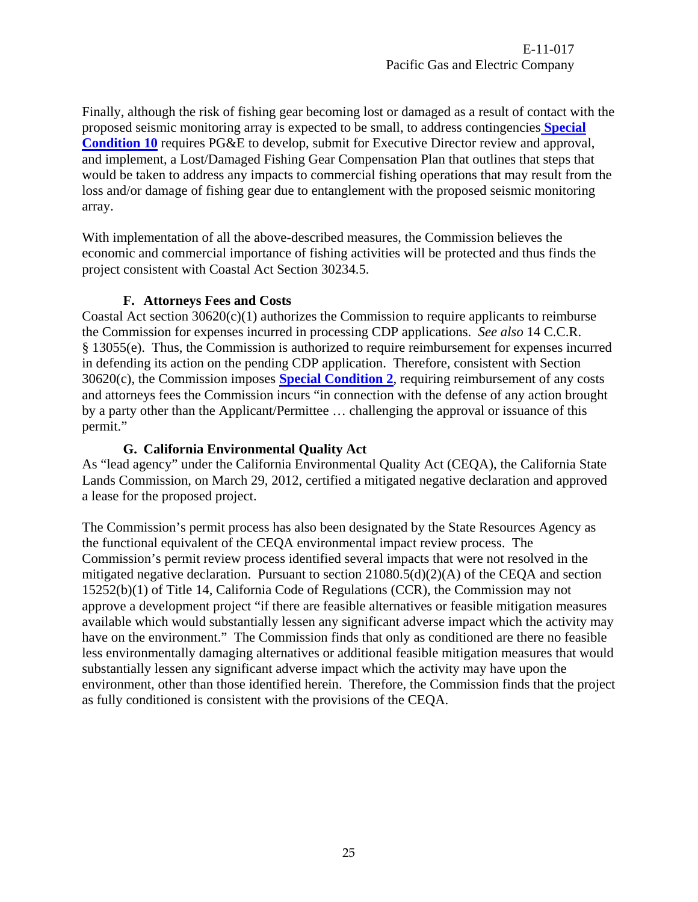Finally, although the risk of fishing gear becoming lost or damaged as a result of contact with the proposed seismic monitoring array is expected to be small, to address contingencies **Special Condition 10** requires PG&E to develop, submit for Executive Director review and approval, and implement, a Lost/Damaged Fishing Gear Compensation Plan that outlines that steps that would be taken to address any impacts to commercial fishing operations that may result from the loss and/or damage of fishing gear due to entanglement with the proposed seismic monitoring array.

With implementation of all the above-described measures, the Commission believes the economic and commercial importance of fishing activities will be protected and thus finds the project consistent with Coastal Act Section 30234.5.

### F. Attorneys Fees and Costs

Coastal Act section 30620(c)(1) authorizes the Commission to require applicants to reimburse the Commission for expenses incurred in processing CDP applications. *See also* 14 C.C.R. § 13055(e). Thus, the Commission is authorized to require reimbursement for expenses incurred in defending its action on the pending CDP application. Therefore, consistent with Section 30620(c), the Commission imposes **Special Condition 2**, requiring reimbursement of any costs and attorneys fees the Commission incurs "in connection with the defense of any action brought by a party other than the Applicant/Permittee … challenging the approval or issuance of this permit."

### G. California Environmental Quality Act

As "lead agency" under the California Environmental Quality Act (CEQA), the California State Lands Commission, on March 29, 2012, certified a mitigated negative declaration and approved a lease for the proposed project.

The Commission's permit process has also been designated by the State Resources Agency as the functional equivalent of the CEQA environmental impact review process. The Commission's permit review process identified several impacts that were not resolved in the mitigated negative declaration. Pursuant to section 21080.5(d)(2)(A) of the CEQA and section 15252(b)(1) of Title 14, California Code of Regulations (CCR), the Commission may not approve a development project "if there are feasible alternatives or feasible mitigation measures available which would substantially lessen any significant adverse impact which the activity may have on the environment." The Commission finds that only as conditioned are there no feasible less environmentally damaging alternatives or additional feasible mitigation measures that would substantially lessen any significant adverse impact which the activity may have upon the environment, other than those identified herein. Therefore, the Commission finds that the project as fully conditioned is consistent with the provisions of the CEQA.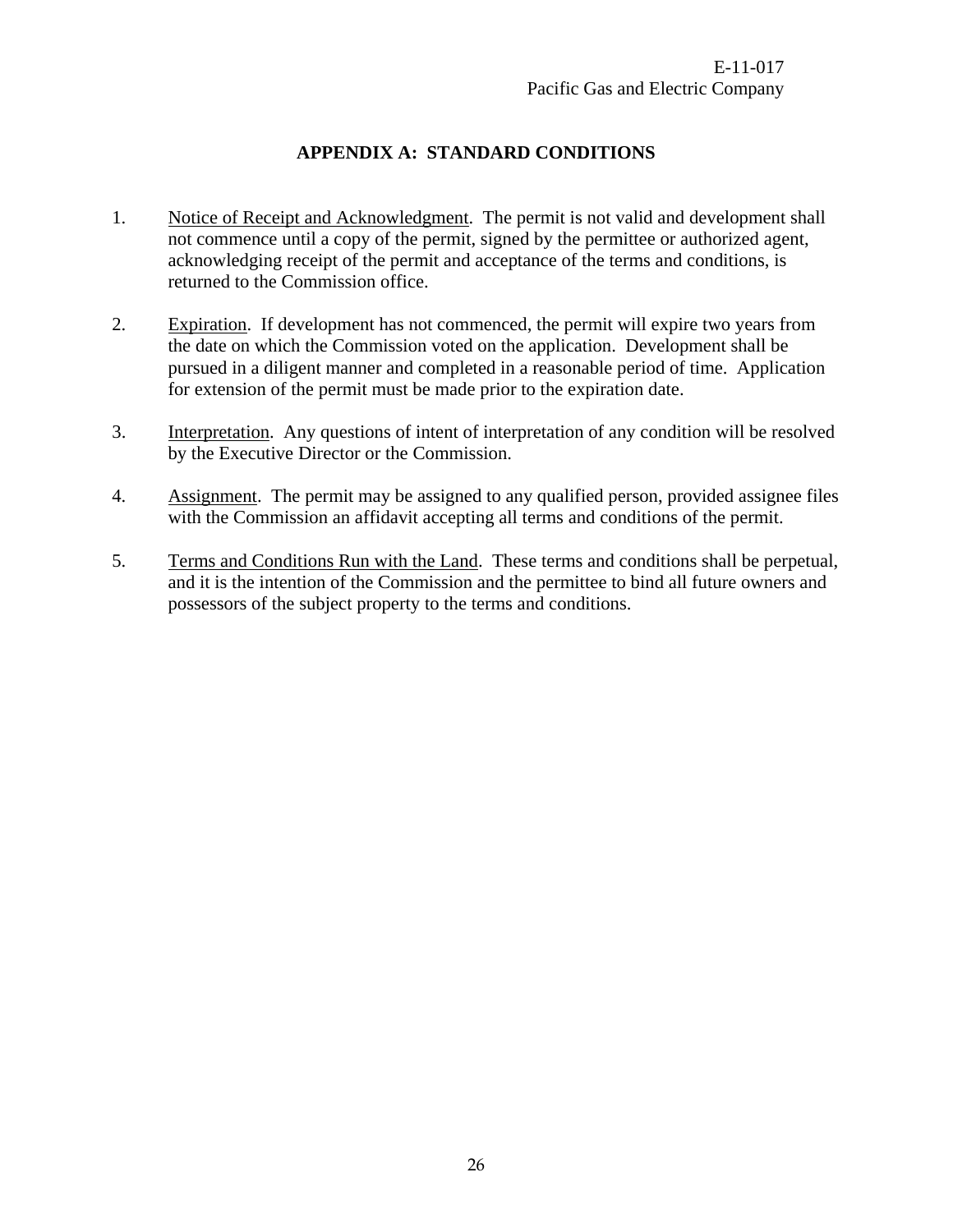## APPENDIX A: STANDARD CONDITIONS

1. Notice of Receipt and Acknowledgment. The permit is not valid and development shall not commence until a copy of the permit, signed by the permittee or authorized agent, acknowledging receipt of the permit and acceptance of the terms and conditions, is returned to the Commission office.

2. Expiration. If development has not commenced, the permit will expire two years from the date on which the Commission voted on the application. Development shall be pursued in a diligent manner and completed in a reasonable period of time. Application for extension of the permit must be made prior to the expiration date.

3. Interpretation. Any questions of intent of interpretation of any condition will be resolved by the Executive Director or the Commission.

4. Assignment. The permit may be assigned to any qualified person, provided assignee files with the Commission an affidavit accepting all terms and conditions of the permit.

5. Terms and Conditions Run with the Land. These terms and conditions shall be perpetual, and it is the intention of the Commission and the permittee to bind all future owners and possessors of the subject property to the terms and conditions.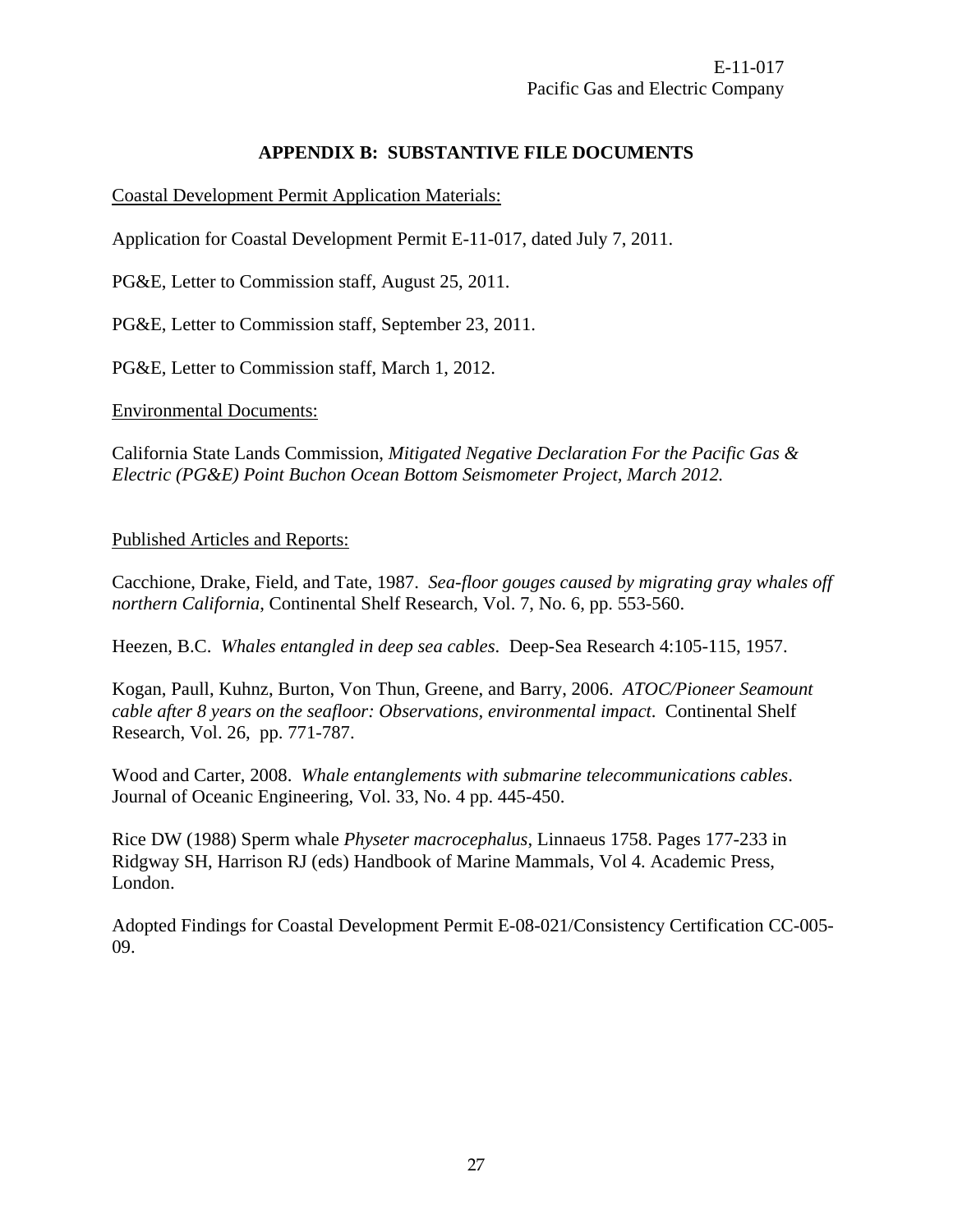## APPENDIX B: SUBSTANTIVE FILE DOCUMENTS

Coastal Development Permit Application Materials:

Application for Coastal Development Permit E-11-017, dated July 7, 2011.

PG&E, Letter to Commission staff, August 25, 2011.

PG&E, Letter to Commission staff, September 23, 2011.

PG&E, Letter to Commission staff, March 1, 2012.

Environmental Documents:

California State Lands Commission, *Mitigated Negative Declaration For the Pacific Gas & Electric (PG&E) Point Buchon Ocean Bottom Seismometer Project, March 2012.*

Published Articles and Reports:

Cacchione, Drake, Field, and Tate, 1987. *Sea-floor gouges caused by migrating gray whales off northern California*, Continental Shelf Research, Vol. 7, No. 6, pp. 553-560.

Heezen, B.C. *Whales entangled in deep sea cables*. Deep-Sea Research 4:105-115, 1957.

Kogan, Paull, Kuhnz, Burton, Von Thun, Greene, and Barry, 2006. *ATOC/Pioneer Seamount cable after 8 years on the seafloor: Observations, environmental impact*. Continental Shelf Research, Vol. 26, pp. 771-787.

Wood and Carter, 2008. *Whale entanglements with submarine telecommunications cables*. Journal of Oceanic Engineering, Vol. 33, No. 4 pp. 445-450.

Rice DW (1988) Sperm whale *Physeter macrocephalus*, Linnaeus 1758. Pages 177-233 in Ridgway SH, Harrison RJ (eds) Handbook of Marine Mammals, Vol 4. Academic Press, London.

Adopted Findings for Coastal Development Permit E-08-021/Consistency Certification CC-005-09.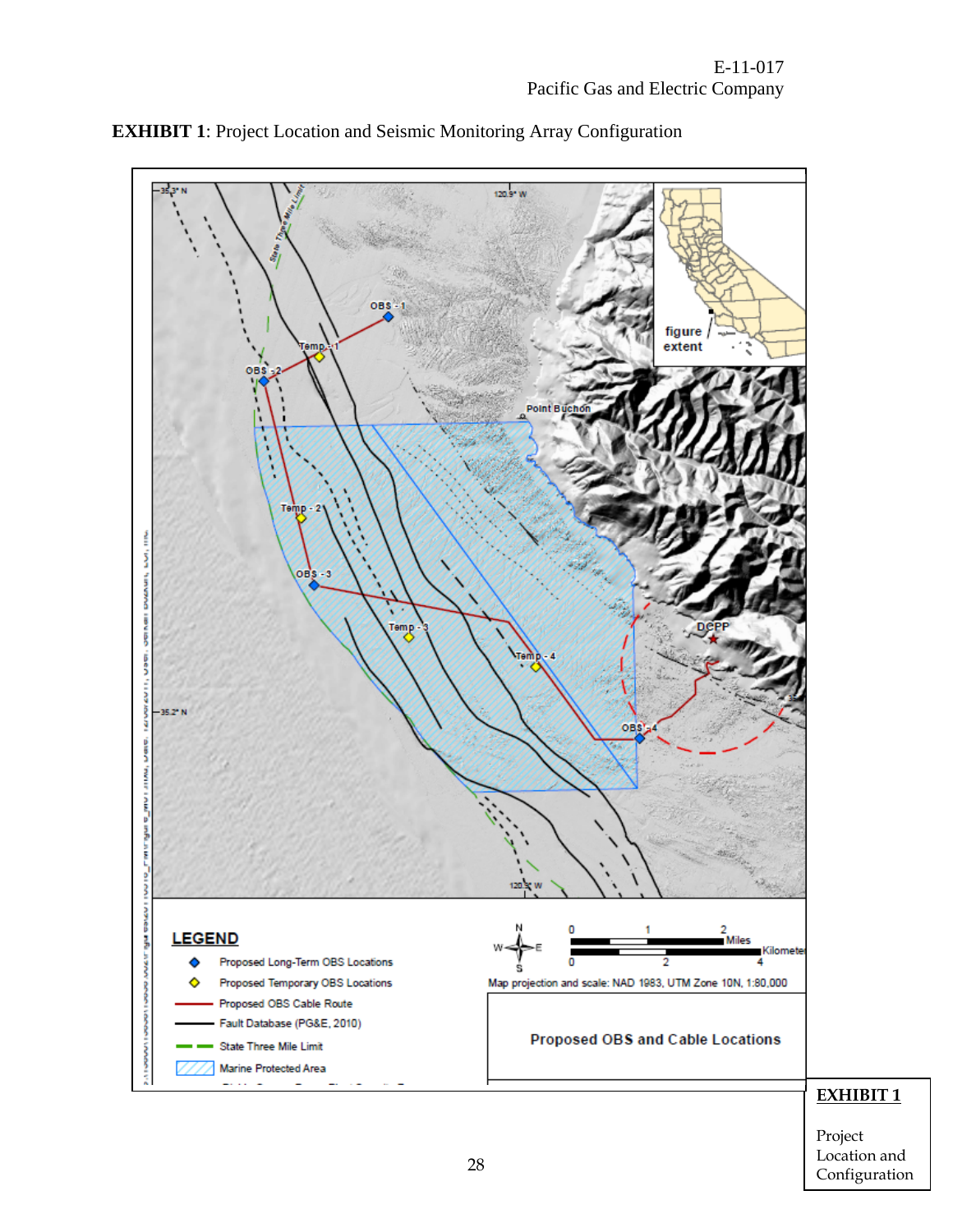**EXHIBIT 1**: Project Location and Seismic Monitoring Array Configuration

LEGEND

- Proposed Long-Term OBS Locations
- Proposed Temporary OBS Locations
- Proposed OBS Cable Route
- Fault Database (PG&E, 2010)
- State Three Mile Limit
- Marine Protected Area

Map projection and scale: NAD 1983, UTM Zone 10N, 1:80,000

Proposed OBS and Cable Locations

**EXHIBIT 1**

Project Location and Configuration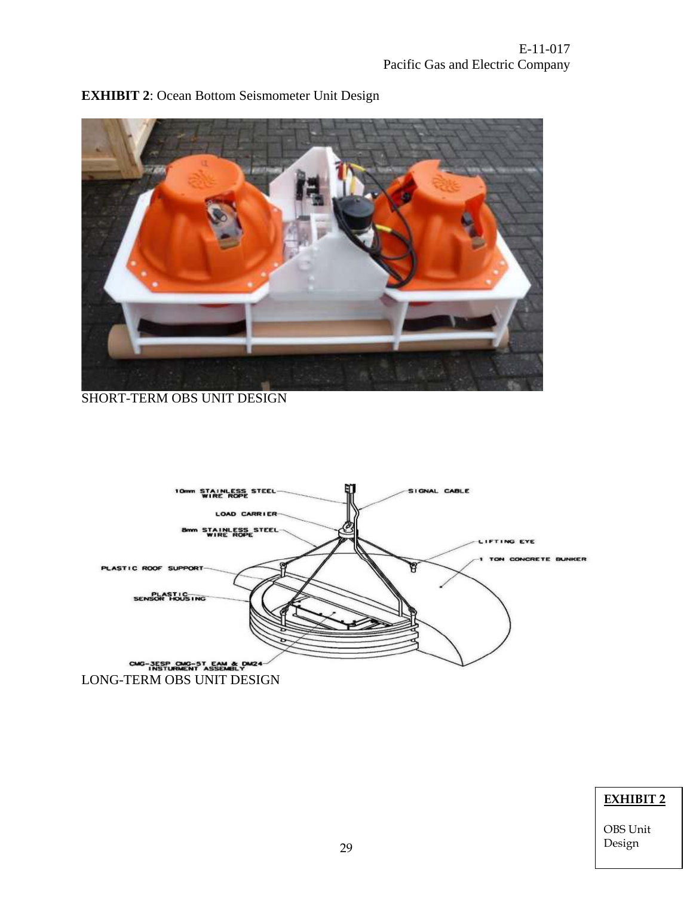**EXHIBIT 2**: Ocean Bottom Seismometer Unit Design

SHORT-TERM OBS UNIT DESIGN

LONG-TERM OBS UNIT DESIGN

**EXHIBIT 2**

OBS Unit Design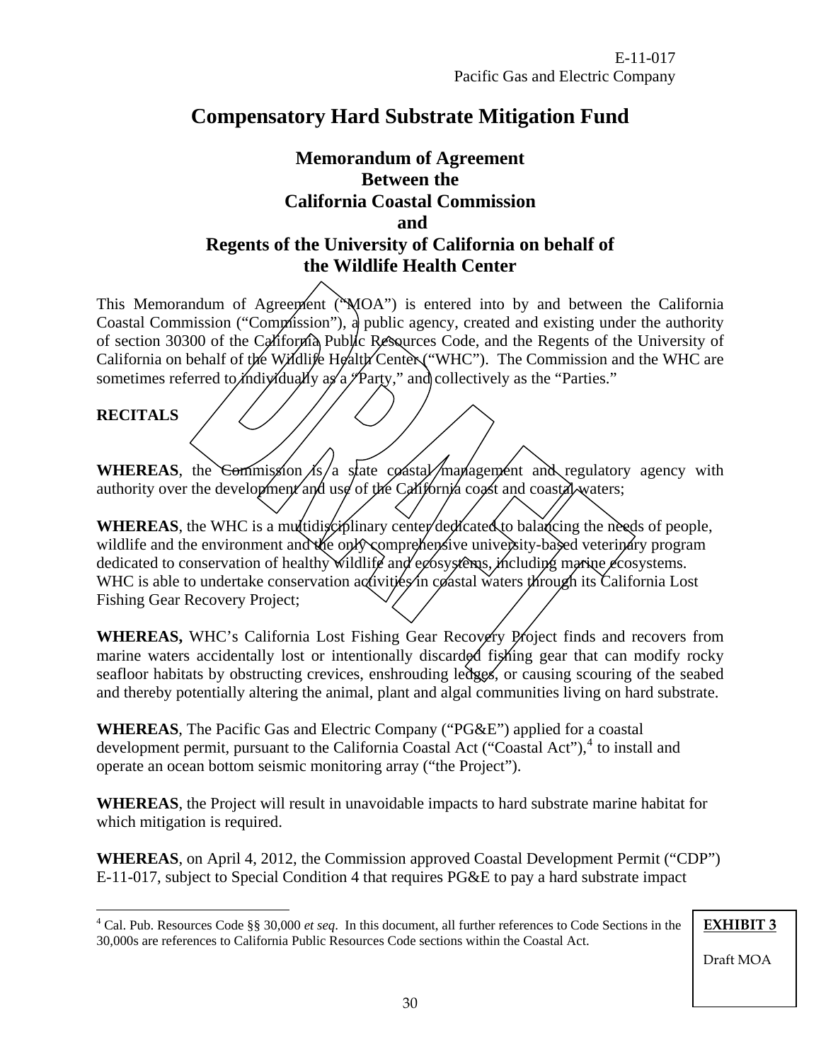E-11-017
Pacific Gas and Electric Company

# Compensatory Hard Substrate Mitigation Fund

## Memorandum of Agreement
## Between the
## California Coastal Commission
## and
## Regents of the University of California on behalf of the Wildlife Health Center

This Memorandum of Agreement ("MOA") is entered into by and between the California Coastal Commission ("Commission"), a public agency, created and existing under the authority of section 30300 of the California Public Resources Code, and the Regents of the University of California on behalf of the Wildlife Health Center ("WHC"). The Commission and the WHC are sometimes referred to individually as a "Party," and collectively as the "Parties."

**RECITALS**

**WHEREAS**, the Commission is a state coastal management and regulatory agency with authority over the development and use of the California coast and coastal waters;

**WHEREAS**, the WHC is a multidisciplinary center dedicated to balancing the needs of people, wildlife and the environment and the only comprehensive university-based veterinary program dedicated to conservation of healthy wildlife and ecosystems, including marine ecosystems. WHC is able to undertake conservation activities in coastal waters through its California Lost Fishing Gear Recovery Project;

**WHEREAS,** WHC's California Lost Fishing Gear Recovery Project finds and recovers from marine waters accidentally lost or intentionally discarded fishing gear that can modify rocky seafloor habitats by obstructing crevices, enshrouding ledges, or causing scouring of the seabed and thereby potentially altering the animal, plant and algal communities living on hard substrate.

**WHEREAS**, The Pacific Gas and Electric Company ("PG&E") applied for a coastal development permit, pursuant to the California Coastal Act ("Coastal Act"),[4] to install and operate an ocean bottom seismic monitoring array ("the Project").

**WHEREAS**, the Project will result in unavoidable impacts to hard substrate marine habitat for which mitigation is required.

**WHEREAS**, on April 4, 2012, the Commission approved Coastal Development Permit ("CDP") E-11-017, subject to Special Condition 4 that requires PG&E to pay a hard substrate impact

[4] Cal. Pub. Resources Code §§ 30,000 *et seq*. In this document, all further references to Code Sections in the 30,000s are references to California Public Resources Code sections within the Coastal Act.

**EXHIBIT 3**

Draft MOA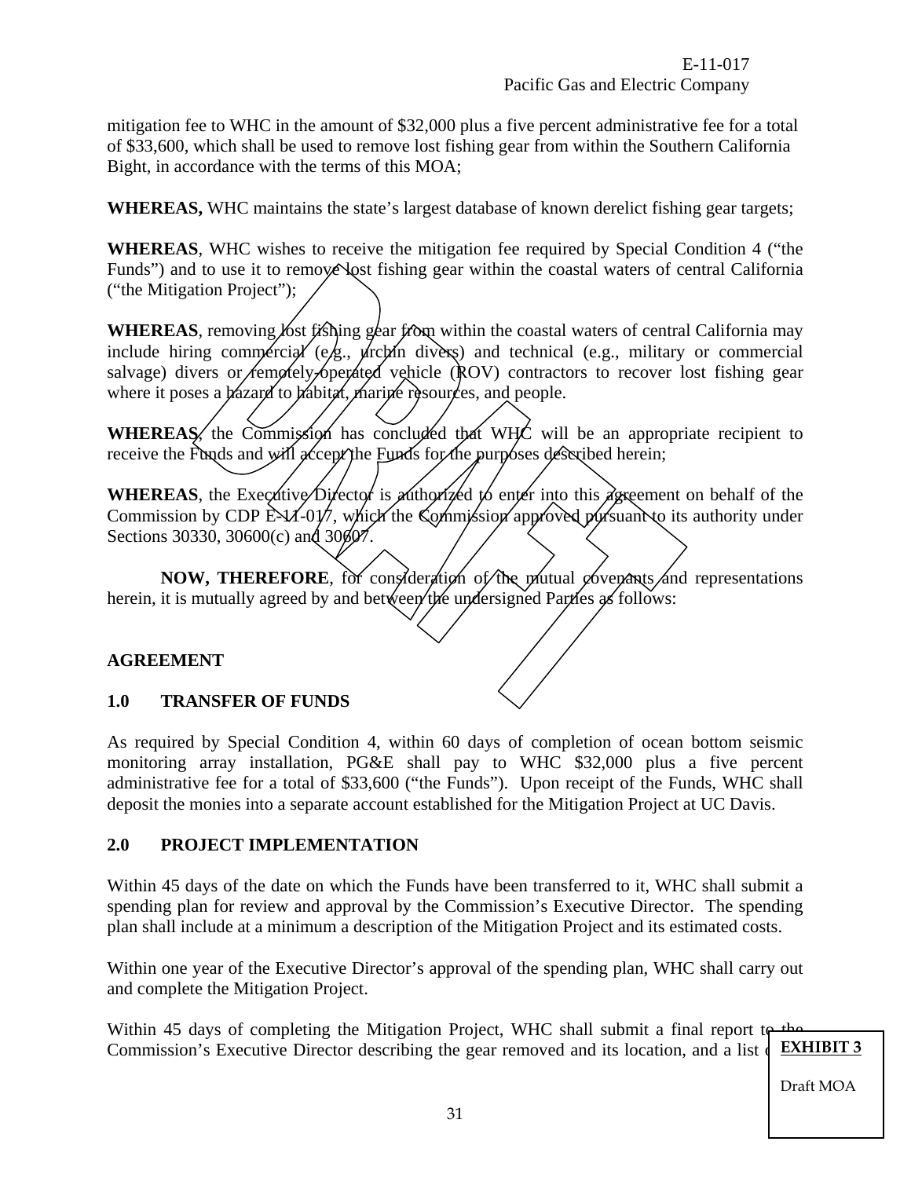mitigation fee to WHC in the amount of $32,000 plus a five percent administrative fee for a total of $33,600, which shall be used to remove lost fishing gear from within the Southern California Bight, in accordance with the terms of this MOA;

**WHEREAS,** WHC maintains the state's largest database of known derelict fishing gear targets;

**WHEREAS**, WHC wishes to receive the mitigation fee required by Special Condition 4 ("the Funds") and to use it to remove lost fishing gear within the coastal waters of central California ("the Mitigation Project");

**WHEREAS**, removing lost fishing gear from within the coastal waters of central California may include hiring commercial (e.g., urchin divers) and technical (e.g., military or commercial salvage) divers or remotely-operated vehicle (ROV) contractors to recover lost fishing gear where it poses a hazard to habitat, marine resources, and people.

**WHEREAS**, the Commission has concluded that WHC will be an appropriate recipient to receive the Funds and will accept the Funds for the purposes described herein;

**WHEREAS**, the Executive Director is authorized to enter into this agreement on behalf of the Commission by CDP E-11-017, which the Commission approved pursuant to its authority under Sections 30330, 30600(c) and 30607.

**NOW, THEREFORE**, for consideration of the mutual covenants and representations herein, it is mutually agreed by and between the undersigned Parties as follows:

## AGREEMENT

### 1.0 TRANSFER OF FUNDS

As required by Special Condition 4, within 60 days of completion of ocean bottom seismic monitoring array installation, PG&E shall pay to WHC $32,000 plus a five percent administrative fee for a total of $33,600 ("the Funds"). Upon receipt of the Funds, WHC shall deposit the monies into a separate account established for the Mitigation Project at UC Davis.

### 2.0 PROJECT IMPLEMENTATION

Within 45 days of the date on which the Funds have been transferred to it, WHC shall submit a spending plan for review and approval by the Commission's Executive Director. The spending plan shall include at a minimum a description of the Mitigation Project and its estimated costs.

Within one year of the Executive Director's approval of the spending plan, WHC shall carry out and complete the Mitigation Project.

Within 45 days of completing the Mitigation Project, WHC shall submit a final report to the Commission's Executive Director describing the gear removed and its location, and a list of

**EXHIBIT 3**

Draft MOA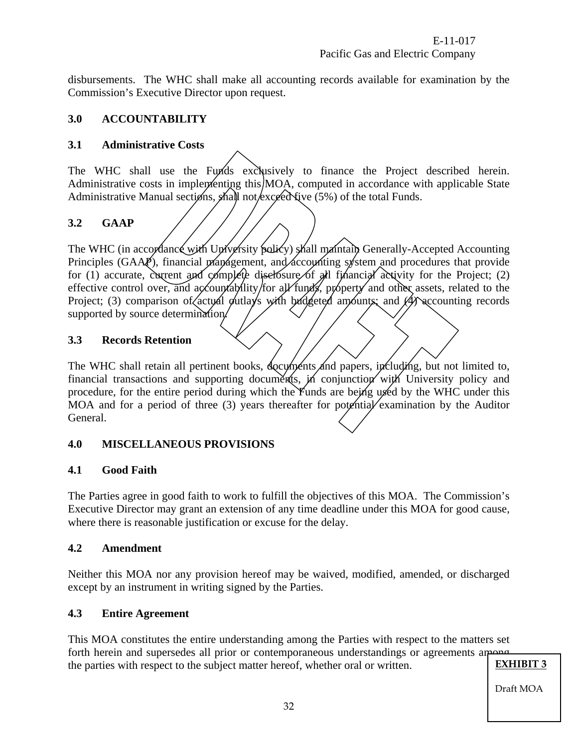disbursements. The WHC shall make all accounting records available for examination by the Commission's Executive Director upon request.

## 3.0 ACCOUNTABILITY

### 3.1 Administrative Costs

The WHC shall use the Funds exclusively to finance the Project described herein. Administrative costs in implementing this MOA, computed in accordance with applicable State Administrative Manual sections, shall not exceed five (5%) of the total Funds.

### 3.2 GAAP

The WHC (in accordance with University policy) shall maintain Generally-Accepted Accounting Principles (GAAP), financial management, and accounting system and procedures that provide for (1) accurate, current and complete disclosure of all financial activity for the Project; (2) effective control over, and accountability for all funds, property and other assets, related to the Project; (3) comparison of actual outlays with budgeted amounts; and (4) accounting records supported by source determination.

### 3.3 Records Retention

The WHC shall retain all pertinent books, documents and papers, including, but not limited to, financial transactions and supporting documents, in conjunction with University policy and procedure, for the entire period during which the Funds are being used by the WHC under this MOA and for a period of three (3) years thereafter for potential examination by the Auditor General.

## 4.0 MISCELLANEOUS PROVISIONS

### 4.1 Good Faith

The Parties agree in good faith to work to fulfill the objectives of this MOA. The Commission's Executive Director may grant an extension of any time deadline under this MOA for good cause, where there is reasonable justification or excuse for the delay.

### 4.2 Amendment

Neither this MOA nor any provision hereof may be waived, modified, amended, or discharged except by an instrument in writing signed by the Parties.

### 4.3 Entire Agreement

This MOA constitutes the entire understanding among the Parties with respect to the matters set forth herein and supersedes all prior or contemporaneous understandings or agreements among the parties with respect to the subject matter hereof, whether oral or written.

**EXHIBIT 3**

Draft MOA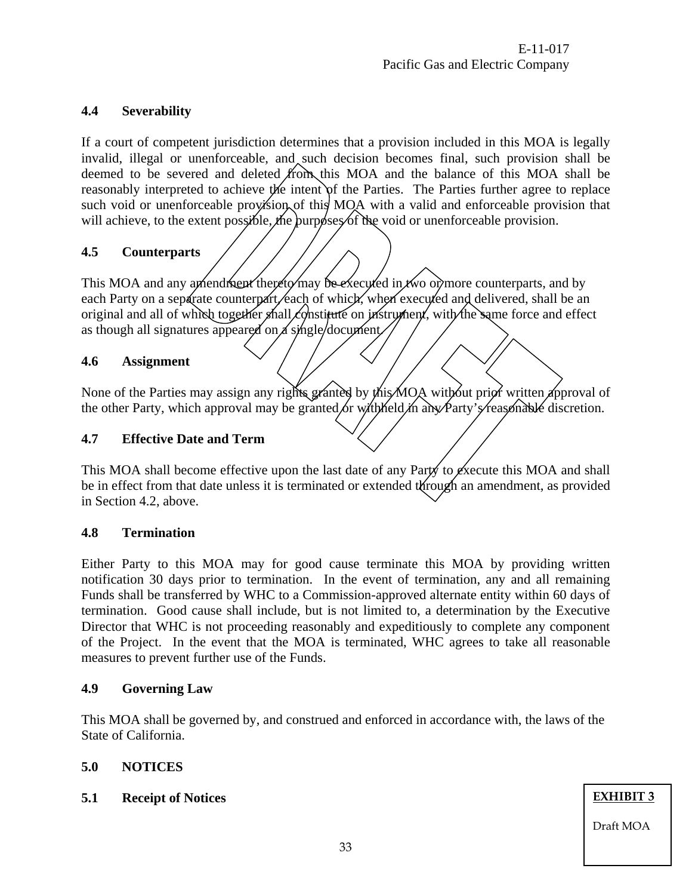### 4.4 Severability

If a court of competent jurisdiction determines that a provision included in this MOA is legally invalid, illegal or unenforceable, and such decision becomes final, such provision shall be deemed to be severed and deleted from this MOA and the balance of this MOA shall be reasonably interpreted to achieve the intent of the Parties. The Parties further agree to replace such void or unenforceable provision of this MOA with a valid and enforceable provision that will achieve, to the extent possible, the purposes of the void or unenforceable provision.

### 4.5 Counterparts

This MOA and any amendment thereto may be executed in two or more counterparts, and by each Party on a separate counterpart, each of which, when executed and delivered, shall be an original and all of which together shall constitute on instrument, with the same force and effect as though all signatures appeared on a single document.

### 4.6 Assignment

None of the Parties may assign any rights granted by this MOA without prior written approval of the other Party, which approval may be granted or withheld in any Party's reasonable discretion.

### 4.7 Effective Date and Term

This MOA shall become effective upon the last date of any Party to execute this MOA and shall be in effect from that date unless it is terminated or extended through an amendment, as provided in Section 4.2, above.

### 4.8 Termination

Either Party to this MOA may for good cause terminate this MOA by providing written notification 30 days prior to termination. In the event of termination, any and all remaining Funds shall be transferred by WHC to a Commission-approved alternate entity within 60 days of termination. Good cause shall include, but is not limited to, a determination by the Executive Director that WHC is not proceeding reasonably and expeditiously to complete any component of the Project. In the event that the MOA is terminated, WHC agrees to take all reasonable measures to prevent further use of the Funds.

### 4.9 Governing Law

This MOA shall be governed by, and construed and enforced in accordance with, the laws of the State of California.

## 5.0 NOTICES

### 5.1 Receipt of Notices

**EXHIBIT 3**

Draft MOA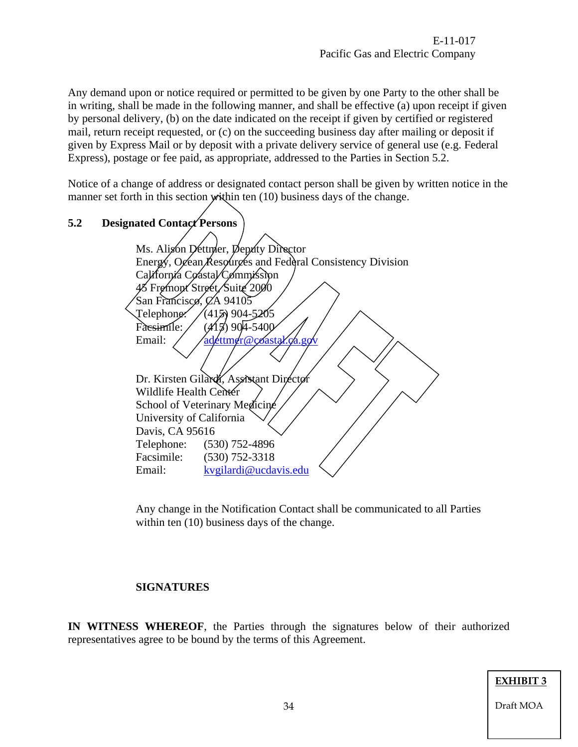Any demand upon or notice required or permitted to be given by one Party to the other shall be in writing, shall be made in the following manner, and shall be effective (a) upon receipt if given by personal delivery, (b) on the date indicated on the receipt if given by certified or registered mail, return receipt requested, or (c) on the succeeding business day after mailing or deposit if given by Express Mail or by deposit with a private delivery service of general use (e.g. Federal Express), postage or fee paid, as appropriate, addressed to the Parties in Section 5.2.

Notice of a change of address or designated contact person shall be given by written notice in the manner set forth in this section within ten (10) business days of the change.

### 5.2 Designated Contact Persons

Ms. Alison Dettmer, Deputy Director
Energy, Ocean Resources and Federal Consistency Division
California Coastal Commission
45 Fremont Street, Suite 2000
San Francisco, CA 94105
Telephone: (415) 904-5205
Facsimile: (415) 904-5400
Email: adettmer@coastal.ca.gov

Dr. Kirsten Gilardi, Assistant Director
Wildlife Health Center
School of Veterinary Medicine
University of California
Davis, CA 95616
Telephone: (530) 752-4896
Facsimile: (530) 752-3318
Email: kvgilardi@ucdavis.edu

Any change in the Notification Contact shall be communicated to all Parties within ten (10) business days of the change.

**SIGNATURES**

**IN WITNESS WHEREOF**, the Parties through the signatures below of their authorized representatives agree to be bound by the terms of this Agreement.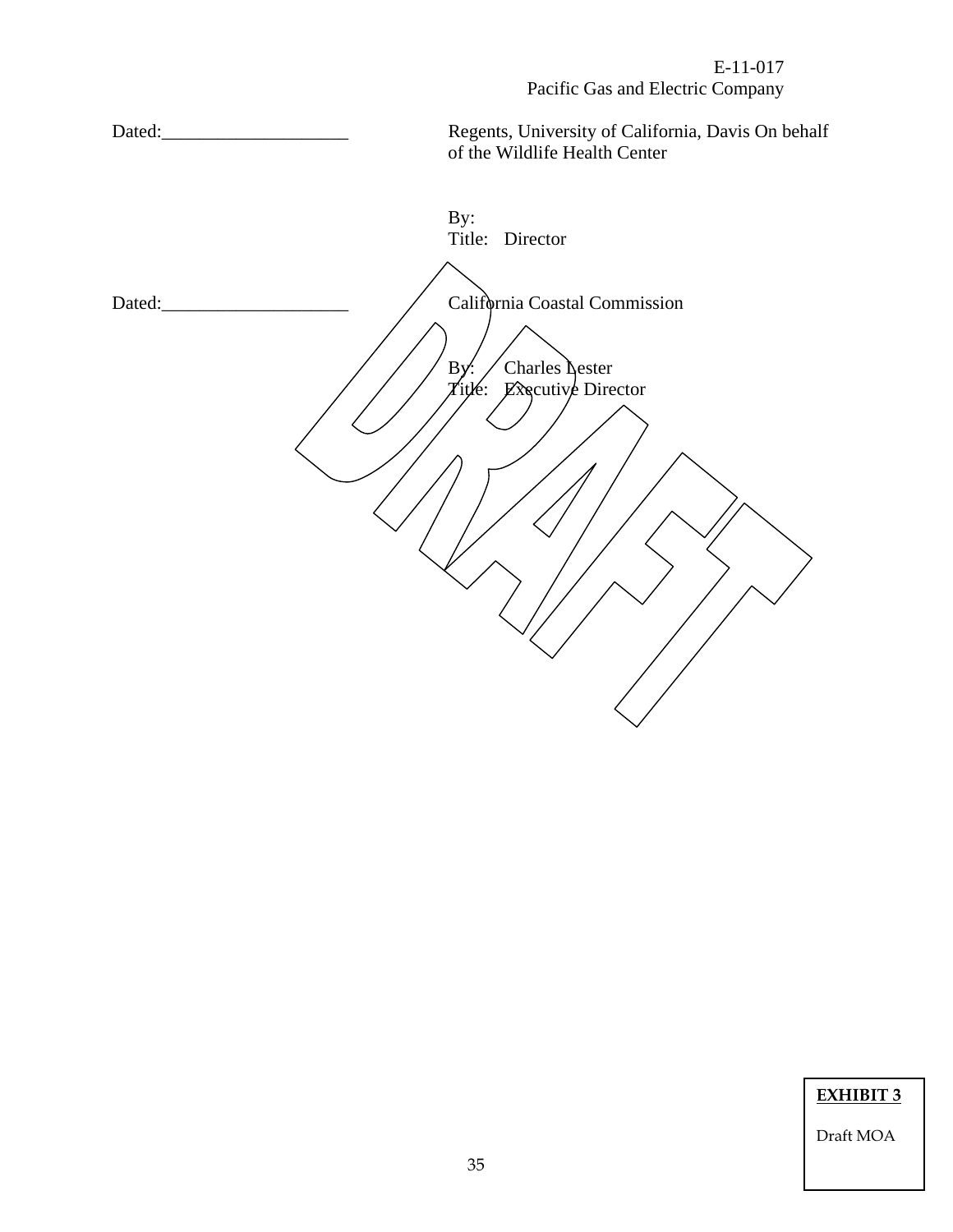E-11-017
Pacific Gas and Electric Company

Dated:___________________ Regents, University of California, Davis On behalf of the Wildlife Health Center

By:
Title: Director

Dated:___________________ California Coastal Commission

By: Charles Lester
Title: Executive Director

DRAFT

**EXHIBIT 3**

Draft MOA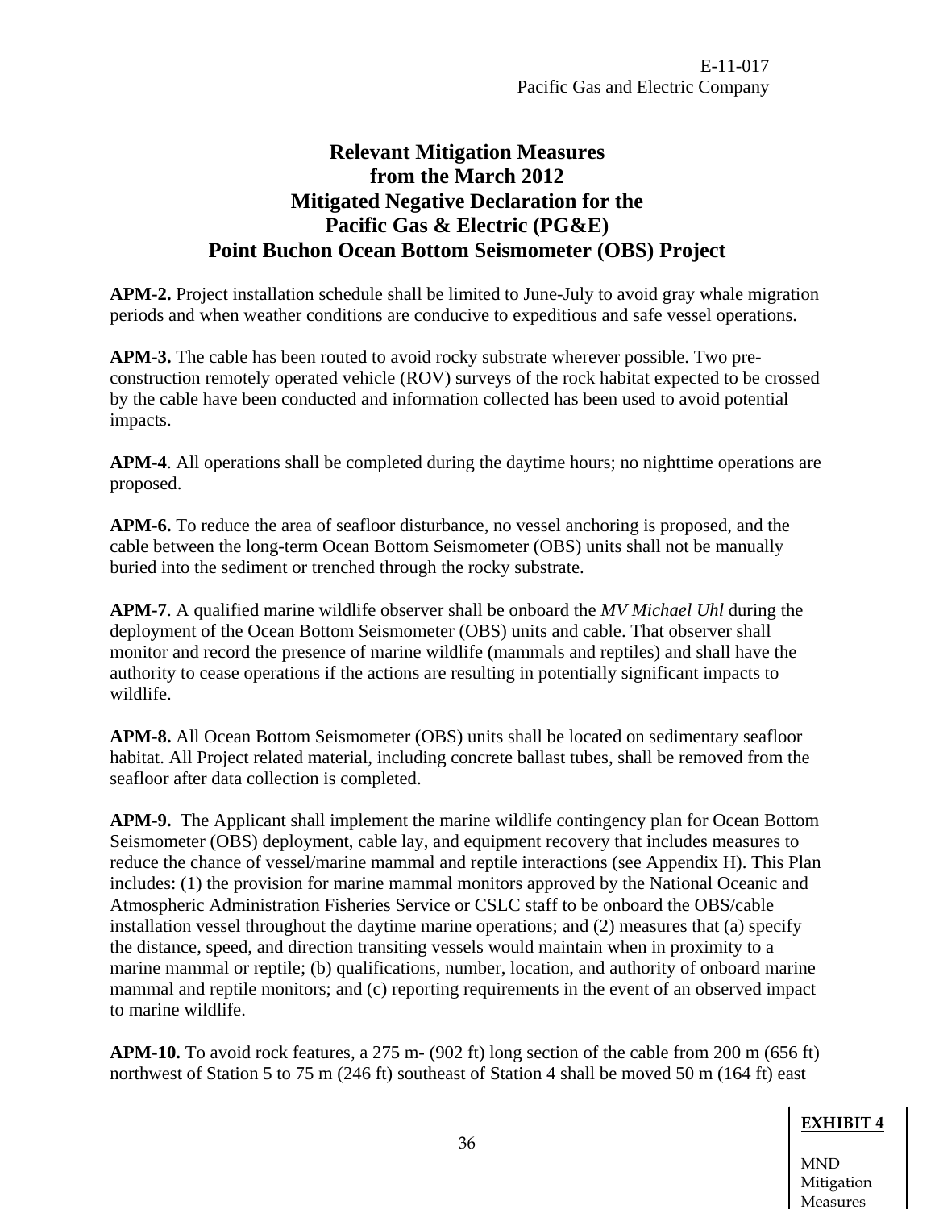E-11-017
Pacific Gas and Electric Company

# Relevant Mitigation Measures from the March 2012 Mitigated Negative Declaration for the Pacific Gas & Electric (PG&E) Point Buchon Ocean Bottom Seismometer (OBS) Project

**APM-2.** Project installation schedule shall be limited to June-July to avoid gray whale migration periods and when weather conditions are conducive to expeditious and safe vessel operations.

**APM-3.** The cable has been routed to avoid rocky substrate wherever possible. Two pre-construction remotely operated vehicle (ROV) surveys of the rock habitat expected to be crossed by the cable have been conducted and information collected has been used to avoid potential impacts.

**APM-4**. All operations shall be completed during the daytime hours; no nighttime operations are proposed.

**APM-6.** To reduce the area of seafloor disturbance, no vessel anchoring is proposed, and the cable between the long-term Ocean Bottom Seismometer (OBS) units shall not be manually buried into the sediment or trenched through the rocky substrate.

**APM-7**. A qualified marine wildlife observer shall be onboard the *MV Michael Uhl* during the deployment of the Ocean Bottom Seismometer (OBS) units and cable. That observer shall monitor and record the presence of marine wildlife (mammals and reptiles) and shall have the authority to cease operations if the actions are resulting in potentially significant impacts to wildlife.

**APM-8.** All Ocean Bottom Seismometer (OBS) units shall be located on sedimentary seafloor habitat. All Project related material, including concrete ballast tubes, shall be removed from the seafloor after data collection is completed.

**APM-9.** The Applicant shall implement the marine wildlife contingency plan for Ocean Bottom Seismometer (OBS) deployment, cable lay, and equipment recovery that includes measures to reduce the chance of vessel/marine mammal and reptile interactions (see Appendix H). This Plan includes: (1) the provision for marine mammal monitors approved by the National Oceanic and Atmospheric Administration Fisheries Service or CSLC staff to be onboard the OBS/cable installation vessel throughout the daytime marine operations; and (2) measures that (a) specify the distance, speed, and direction transiting vessels would maintain when in proximity to a marine mammal or reptile; (b) qualifications, number, location, and authority of onboard marine mammal and reptile monitors; and (c) reporting requirements in the event of an observed impact to marine wildlife.

**APM-10.** To avoid rock features, a 275 m- (902 ft) long section of the cable from 200 m (656 ft) northwest of Station 5 to 75 m (246 ft) southeast of Station 4 shall be moved 50 m (164 ft) east

**EXHIBIT 4**

MND Mitigation Measures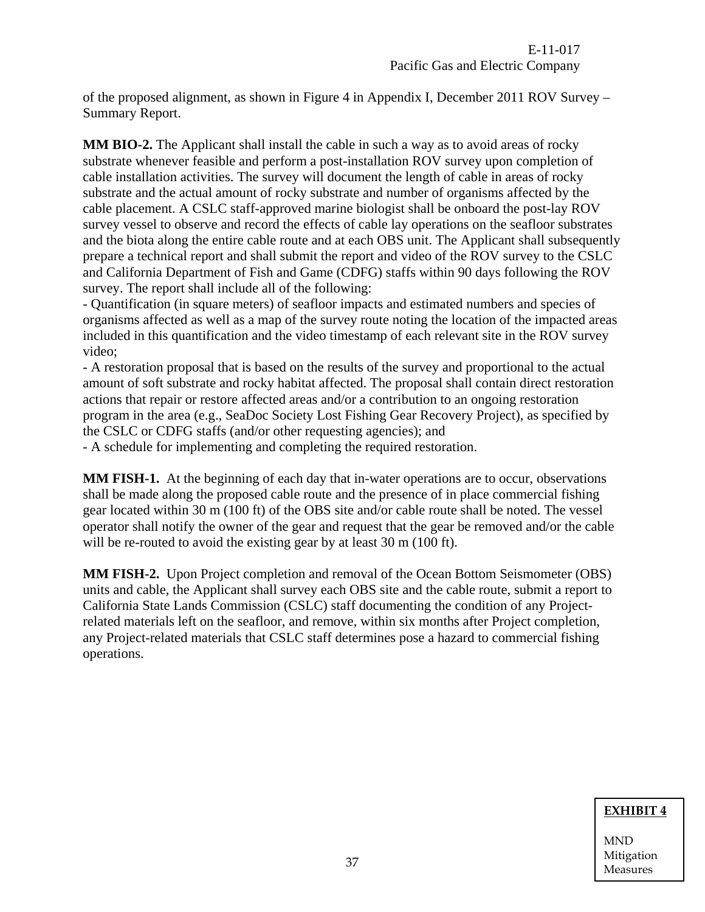of the proposed alignment, as shown in Figure 4 in Appendix I, December 2011 ROV Survey – Summary Report.

**MM BIO-2.** The Applicant shall install the cable in such a way as to avoid areas of rocky substrate whenever feasible and perform a post-installation ROV survey upon completion of cable installation activities. The survey will document the length of cable in areas of rocky substrate and the actual amount of rocky substrate and number of organisms affected by the cable placement. A CSLC staff-approved marine biologist shall be onboard the post-lay ROV survey vessel to observe and record the effects of cable lay operations on the seafloor substrates and the biota along the entire cable route and at each OBS unit. The Applicant shall subsequently prepare a technical report and shall submit the report and video of the ROV survey to the CSLC and California Department of Fish and Game (CDFG) staffs within 90 days following the ROV survey. The report shall include all of the following:

- Quantification (in square meters) of seafloor impacts and estimated numbers and species of organisms affected as well as a map of the survey route noting the location of the impacted areas included in this quantification and the video timestamp of each relevant site in the ROV survey video;
- A restoration proposal that is based on the results of the survey and proportional to the actual amount of soft substrate and rocky habitat affected. The proposal shall contain direct restoration actions that repair or restore affected areas and/or a contribution to an ongoing restoration program in the area (e.g., SeaDoc Society Lost Fishing Gear Recovery Project), as specified by the CSLC or CDFG staffs (and/or other requesting agencies); and
- A schedule for implementing and completing the required restoration.

**MM FISH-1.** At the beginning of each day that in-water operations are to occur, observations shall be made along the proposed cable route and the presence of in place commercial fishing gear located within 30 m (100 ft) of the OBS site and/or cable route shall be noted. The vessel operator shall notify the owner of the gear and request that the gear be removed and/or the cable will be re-routed to avoid the existing gear by at least 30 m (100 ft).

**MM FISH-2.** Upon Project completion and removal of the Ocean Bottom Seismometer (OBS) units and cable, the Applicant shall survey each OBS site and the cable route, submit a report to California State Lands Commission (CSLC) staff documenting the condition of any Project-related materials left on the seafloor, and remove, within six months after Project completion, any Project-related materials that CSLC staff determines pose a hazard to commercial fishing operations.

**EXHIBIT 4**

MND Mitigation Measures